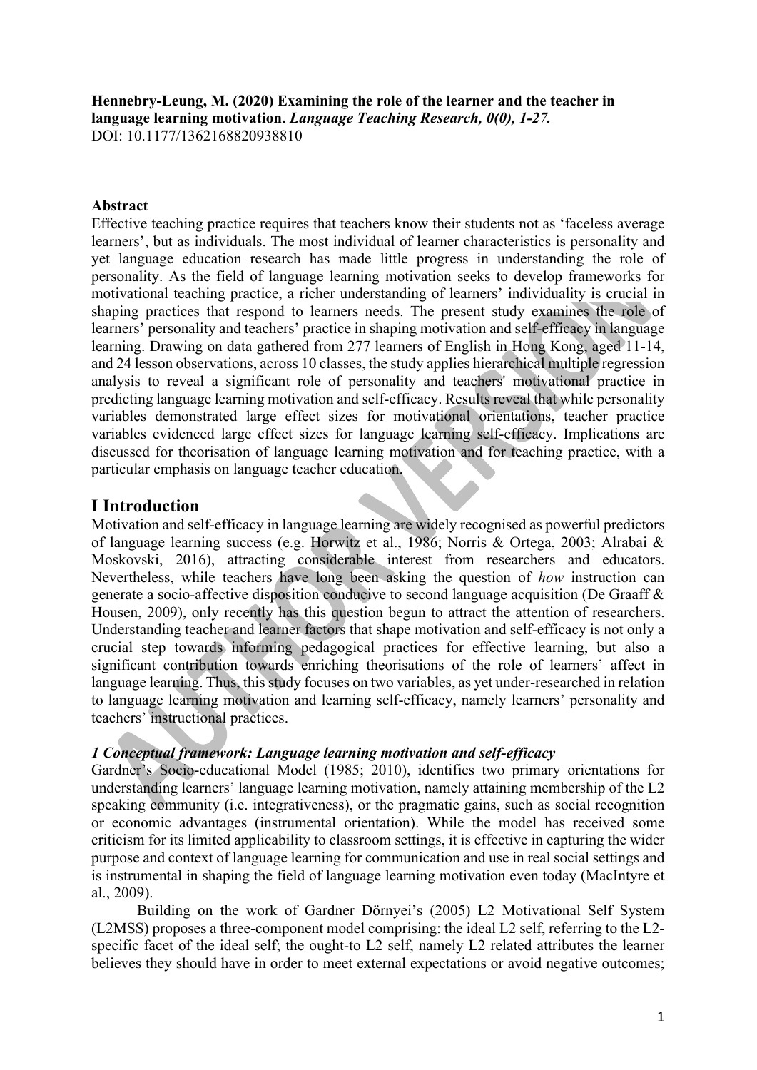**Hennebry-Leung, M. (2020) Examining the role of the learner and the teacher in language learning motivation. *Language Teaching Research, 0(0), 1-27.***
DOI: 10.1177/1362168820938810

**Abstract**

Effective teaching practice requires that teachers know their students not as 'faceless average learners', but as individuals. The most individual of learner characteristics is personality and yet language education research has made little progress in understanding the role of personality. As the field of language learning motivation seeks to develop frameworks for motivational teaching practice, a richer understanding of learners' individuality is crucial in shaping practices that respond to learners needs. The present study examines the role of learners' personality and teachers' practice in shaping motivation and self-efficacy in language learning. Drawing on data gathered from 277 learners of English in Hong Kong, aged 11-14, and 24 lesson observations, across 10 classes, the study applies hierarchical multiple regression analysis to reveal a significant role of personality and teachers' motivational practice in predicting language learning motivation and self-efficacy. Results reveal that while personality variables demonstrated large effect sizes for motivational orientations, teacher practice variables evidenced large effect sizes for language learning self-efficacy. Implications are discussed for theorisation of language learning motivation and for teaching practice, with a particular emphasis on language teacher education.

# I Introduction

Motivation and self-efficacy in language learning are widely recognised as powerful predictors of language learning success (e.g. Horwitz et al., 1986; Norris & Ortega, 2003; Alrabai & Moskovski, 2016), attracting considerable interest from researchers and educators. Nevertheless, while teachers have long been asking the question of *how* instruction can generate a socio-affective disposition conducive to second language acquisition (De Graaff & Housen, 2009), only recently has this question begun to attract the attention of researchers. Understanding teacher and learner factors that shape motivation and self-efficacy is not only a crucial step towards informing pedagogical practices for effective learning, but also a significant contribution towards enriching theorisations of the role of learners' affect in language learning. Thus, this study focuses on two variables, as yet under-researched in relation to language learning motivation and learning self-efficacy, namely learners' personality and teachers' instructional practices.

## *1 Conceptual framework: Language learning motivation and self-efficacy*

Gardner's Socio-educational Model (1985; 2010), identifies two primary orientations for understanding learners' language learning motivation, namely attaining membership of the L2 speaking community (i.e. integrativeness), or the pragmatic gains, such as social recognition or economic advantages (instrumental orientation). While the model has received some criticism for its limited applicability to classroom settings, it is effective in capturing the wider purpose and context of language learning for communication and use in real social settings and is instrumental in shaping the field of language learning motivation even today (MacIntyre et al., 2009).

Building on the work of Gardner Dörnyei's (2005) L2 Motivational Self System (L2MSS) proposes a three-component model comprising: the ideal L2 self, referring to the L2-specific facet of the ideal self; the ought-to L2 self, namely L2 related attributes the learner believes they should have in order to meet external expectations or avoid negative outcomes;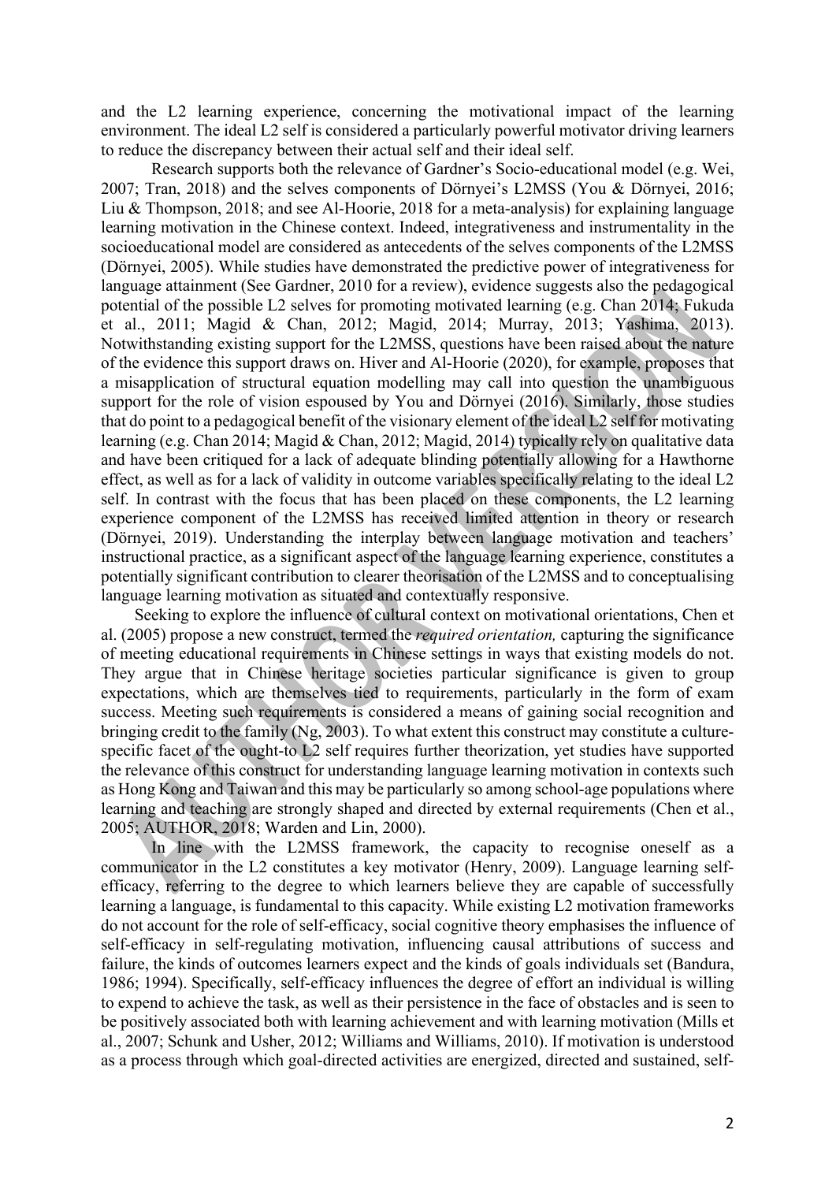and the L2 learning experience, concerning the motivational impact of the learning environment. The ideal L2 self is considered a particularly powerful motivator driving learners to reduce the discrepancy between their actual self and their ideal self.

Research supports both the relevance of Gardner's Socio-educational model (e.g. Wei, 2007; Tran, 2018) and the selves components of Dörnyei's L2MSS (You & Dörnyei, 2016; Liu & Thompson, 2018; and see Al-Hoorie, 2018 for a meta-analysis) for explaining language learning motivation in the Chinese context. Indeed, integrativeness and instrumentality in the socioeducational model are considered as antecedents of the selves components of the L2MSS (Dörnyei, 2005). While studies have demonstrated the predictive power of integrativeness for language attainment (See Gardner, 2010 for a review), evidence suggests also the pedagogical potential of the possible L2 selves for promoting motivated learning (e.g. Chan 2014; Fukuda et al., 2011; Magid & Chan, 2012; Magid, 2014; Murray, 2013; Yashima, 2013). Notwithstanding existing support for the L2MSS, questions have been raised about the nature of the evidence this support draws on. Hiver and Al-Hoorie (2020), for example, proposes that a misapplication of structural equation modelling may call into question the unambiguous support for the role of vision espoused by You and Dörnyei (2016). Similarly, those studies that do point to a pedagogical benefit of the visionary element of the ideal L2 self for motivating learning (e.g. Chan 2014; Magid & Chan, 2012; Magid, 2014) typically rely on qualitative data and have been critiqued for a lack of adequate blinding potentially allowing for a Hawthorne effect, as well as for a lack of validity in outcome variables specifically relating to the ideal L2 self. In contrast with the focus that has been placed on these components, the L2 learning experience component of the L2MSS has received limited attention in theory or research (Dörnyei, 2019). Understanding the interplay between language motivation and teachers' instructional practice, as a significant aspect of the language learning experience, constitutes a potentially significant contribution to clearer theorisation of the L2MSS and to conceptualising language learning motivation as situated and contextually responsive.

Seeking to explore the influence of cultural context on motivational orientations, Chen et al. (2005) propose a new construct, termed the *required orientation,* capturing the significance of meeting educational requirements in Chinese settings in ways that existing models do not. They argue that in Chinese heritage societies particular significance is given to group expectations, which are themselves tied to requirements, particularly in the form of exam success. Meeting such requirements is considered a means of gaining social recognition and bringing credit to the family (Ng, 2003). To what extent this construct may constitute a culture-specific facet of the ought-to L2 self requires further theorization, yet studies have supported the relevance of this construct for understanding language learning motivation in contexts such as Hong Kong and Taiwan and this may be particularly so among school-age populations where learning and teaching are strongly shaped and directed by external requirements (Chen et al., 2005; AUTHOR, 2018; Warden and Lin, 2000).

In line with the L2MSS framework, the capacity to recognise oneself as a communicator in the L2 constitutes a key motivator (Henry, 2009). Language learning self-efficacy, referring to the degree to which learners believe they are capable of successfully learning a language, is fundamental to this capacity. While existing L2 motivation frameworks do not account for the role of self-efficacy, social cognitive theory emphasises the influence of self-efficacy in self-regulating motivation, influencing causal attributions of success and failure, the kinds of outcomes learners expect and the kinds of goals individuals set (Bandura, 1986; 1994). Specifically, self-efficacy influences the degree of effort an individual is willing to expend to achieve the task, as well as their persistence in the face of obstacles and is seen to be positively associated both with learning achievement and with learning motivation (Mills et al., 2007; Schunk and Usher, 2012; Williams and Williams, 2010). If motivation is understood as a process through which goal-directed activities are energized, directed and sustained, self-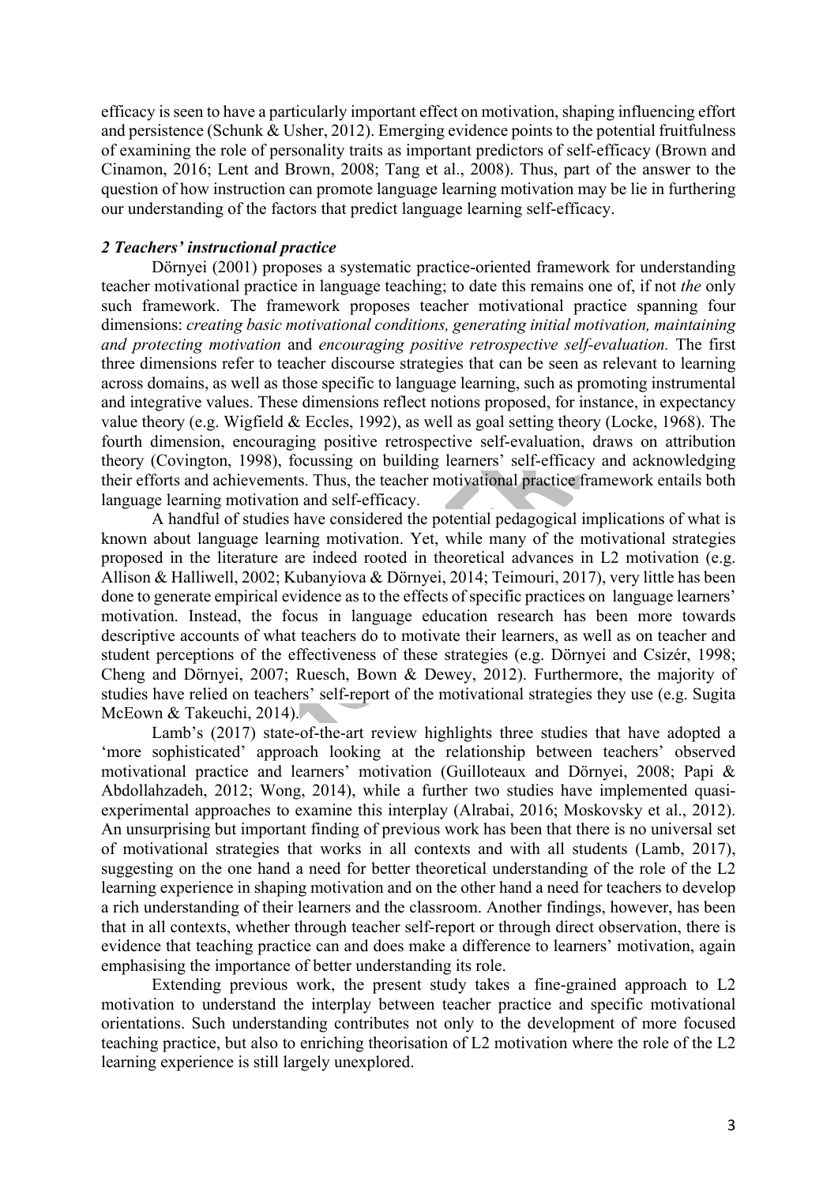efficacy is seen to have a particularly important effect on motivation, shaping influencing effort and persistence (Schunk & Usher, 2012). Emerging evidence points to the potential fruitfulness of examining the role of personality traits as important predictors of self-efficacy (Brown and Cinamon, 2016; Lent and Brown, 2008; Tang et al., 2008). Thus, part of the answer to the question of how instruction can promote language learning motivation may be lie in furthering our understanding of the factors that predict language learning self-efficacy.

### *2 Teachers' instructional practice*

Dörnyei (2001) proposes a systematic practice-oriented framework for understanding teacher motivational practice in language teaching; to date this remains one of, if not *the* only such framework. The framework proposes teacher motivational practice spanning four dimensions: *creating basic motivational conditions, generating initial motivation, maintaining and protecting motivation* and *encouraging positive retrospective self-evaluation.* The first three dimensions refer to teacher discourse strategies that can be seen as relevant to learning across domains, as well as those specific to language learning, such as promoting instrumental and integrative values. These dimensions reflect notions proposed, for instance, in expectancy value theory (e.g. Wigfield & Eccles, 1992), as well as goal setting theory (Locke, 1968). The fourth dimension, encouraging positive retrospective self-evaluation, draws on attribution theory (Covington, 1998), focussing on building learners' self-efficacy and acknowledging their efforts and achievements. Thus, the teacher motivational practice framework entails both language learning motivation and self-efficacy.

A handful of studies have considered the potential pedagogical implications of what is known about language learning motivation. Yet, while many of the motivational strategies proposed in the literature are indeed rooted in theoretical advances in L2 motivation (e.g. Allison & Halliwell, 2002; Kubanyiova & Dörnyei, 2014; Teimouri, 2017), very little has been done to generate empirical evidence as to the effects of specific practices on language learners' motivation. Instead, the focus in language education research has been more towards descriptive accounts of what teachers do to motivate their learners, as well as on teacher and student perceptions of the effectiveness of these strategies (e.g. Dörnyei and Csizér, 1998; Cheng and Dörnyei, 2007; Ruesch, Bown & Dewey, 2012). Furthermore, the majority of studies have relied on teachers' self-report of the motivational strategies they use (e.g. Sugita McEown & Takeuchi, 2014).

Lamb's (2017) state-of-the-art review highlights three studies that have adopted a 'more sophisticated' approach looking at the relationship between teachers' observed motivational practice and learners' motivation (Guilloteaux and Dörnyei, 2008; Papi & Abdollahzadeh, 2012; Wong, 2014), while a further two studies have implemented quasi-experimental approaches to examine this interplay (Alrabai, 2016; Moskovsky et al., 2012). An unsurprising but important finding of previous work has been that there is no universal set of motivational strategies that works in all contexts and with all students (Lamb, 2017), suggesting on the one hand a need for better theoretical understanding of the role of the L2 learning experience in shaping motivation and on the other hand a need for teachers to develop a rich understanding of their learners and the classroom. Another findings, however, has been that in all contexts, whether through teacher self-report or through direct observation, there is evidence that teaching practice can and does make a difference to learners' motivation, again emphasising the importance of better understanding its role.

Extending previous work, the present study takes a fine-grained approach to L2 motivation to understand the interplay between teacher practice and specific motivational orientations. Such understanding contributes not only to the development of more focused teaching practice, but also to enriching theorisation of L2 motivation where the role of the L2 learning experience is still largely unexplored.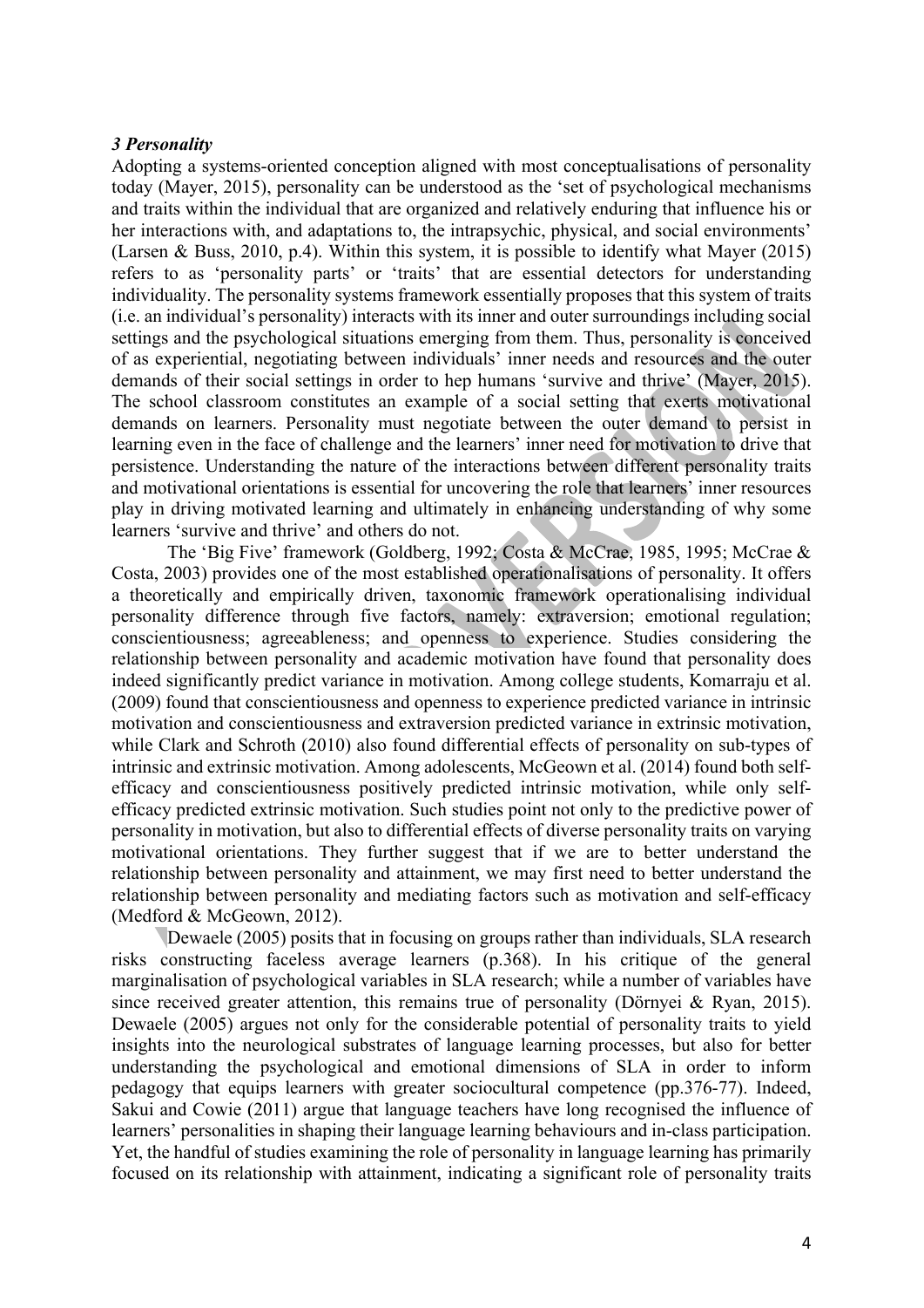### *3 Personality*

Adopting a systems-oriented conception aligned with most conceptualisations of personality today (Mayer, 2015), personality can be understood as the 'set of psychological mechanisms and traits within the individual that are organized and relatively enduring that influence his or her interactions with, and adaptations to, the intrapsychic, physical, and social environments' (Larsen & Buss, 2010, p.4). Within this system, it is possible to identify what Mayer (2015) refers to as 'personality parts' or 'traits' that are essential detectors for understanding individuality. The personality systems framework essentially proposes that this system of traits (i.e. an individual's personality) interacts with its inner and outer surroundings including social settings and the psychological situations emerging from them. Thus, personality is conceived of as experiential, negotiating between individuals' inner needs and resources and the outer demands of their social settings in order to hep humans 'survive and thrive' (Mayer, 2015). The school classroom constitutes an example of a social setting that exerts motivational demands on learners. Personality must negotiate between the outer demand to persist in learning even in the face of challenge and the learners' inner need for motivation to drive that persistence. Understanding the nature of the interactions between different personality traits and motivational orientations is essential for uncovering the role that learners' inner resources play in driving motivated learning and ultimately in enhancing understanding of why some learners 'survive and thrive' and others do not.

The 'Big Five' framework (Goldberg, 1992; Costa & McCrae, 1985, 1995; McCrae & Costa, 2003) provides one of the most established operationalisations of personality. It offers a theoretically and empirically driven, taxonomic framework operationalising individual personality difference through five factors, namely: extraversion; emotional regulation; conscientiousness; agreeableness; and openness to experience. Studies considering the relationship between personality and academic motivation have found that personality does indeed significantly predict variance in motivation. Among college students, Komarraju et al. (2009) found that conscientiousness and openness to experience predicted variance in intrinsic motivation and conscientiousness and extraversion predicted variance in extrinsic motivation, while Clark and Schroth (2010) also found differential effects of personality on sub-types of intrinsic and extrinsic motivation. Among adolescents, McGeown et al. (2014) found both self-efficacy and conscientiousness positively predicted intrinsic motivation, while only self-efficacy predicted extrinsic motivation. Such studies point not only to the predictive power of personality in motivation, but also to differential effects of diverse personality traits on varying motivational orientations. They further suggest that if we are to better understand the relationship between personality and attainment, we may first need to better understand the relationship between personality and mediating factors such as motivation and self-efficacy (Medford & McGeown, 2012).

Dewaele (2005) posits that in focusing on groups rather than individuals, SLA research risks constructing faceless average learners (p.368). In his critique of the general marginalisation of psychological variables in SLA research; while a number of variables have since received greater attention, this remains true of personality (Dörnyei & Ryan, 2015). Dewaele (2005) argues not only for the considerable potential of personality traits to yield insights into the neurological substrates of language learning processes, but also for better understanding the psychological and emotional dimensions of SLA in order to inform pedagogy that equips learners with greater sociocultural competence (pp.376-77). Indeed, Sakui and Cowie (2011) argue that language teachers have long recognised the influence of learners' personalities in shaping their language learning behaviours and in-class participation. Yet, the handful of studies examining the role of personality in language learning has primarily focused on its relationship with attainment, indicating a significant role of personality traits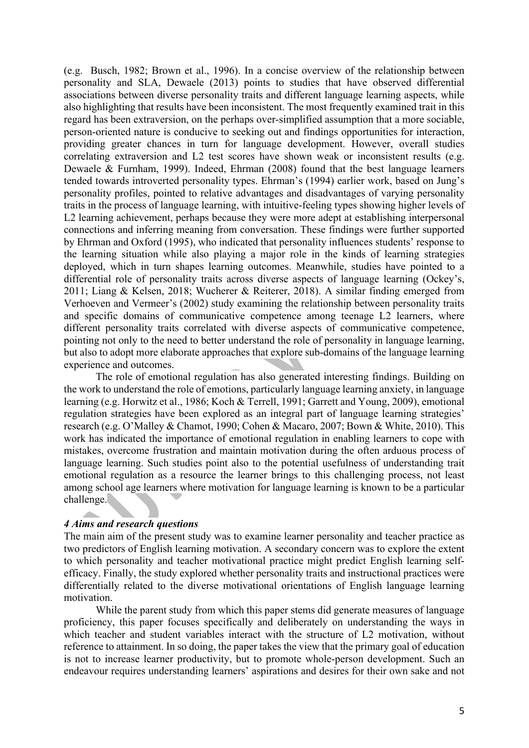(e.g. Busch, 1982; Brown et al., 1996). In a concise overview of the relationship between personality and SLA, Dewaele (2013) points to studies that have observed differential associations between diverse personality traits and different language learning aspects, while also highlighting that results have been inconsistent. The most frequently examined trait in this regard has been extraversion, on the perhaps over-simplified assumption that a more sociable, person-oriented nature is conducive to seeking out and findings opportunities for interaction, providing greater chances in turn for language development. However, overall studies correlating extraversion and L2 test scores have shown weak or inconsistent results (e.g. Dewaele & Furnham, 1999). Indeed, Ehrman (2008) found that the best language learners tended towards introverted personality types. Ehrman's (1994) earlier work, based on Jung's personality profiles, pointed to relative advantages and disadvantages of varying personality traits in the process of language learning, with intuitive-feeling types showing higher levels of L2 learning achievement, perhaps because they were more adept at establishing interpersonal connections and inferring meaning from conversation. These findings were further supported by Ehrman and Oxford (1995), who indicated that personality influences students' response to the learning situation while also playing a major role in the kinds of learning strategies deployed, which in turn shapes learning outcomes. Meanwhile, studies have pointed to a differential role of personality traits across diverse aspects of language learning (Ockey's, 2011; Liang & Kelsen, 2018; Wucherer & Reiterer, 2018). A similar finding emerged from Verhoeven and Vermeer's (2002) study examining the relationship between personality traits and specific domains of communicative competence among teenage L2 learners, where different personality traits correlated with diverse aspects of communicative competence, pointing not only to the need to better understand the role of personality in language learning, but also to adopt more elaborate approaches that explore sub-domains of the language learning experience and outcomes.

The role of emotional regulation has also generated interesting findings. Building on the work to understand the role of emotions, particularly language learning anxiety, in language learning (e.g. Horwitz et al., 1986; Koch & Terrell, 1991; Garrett and Young, 2009), emotional regulation strategies have been explored as an integral part of language learning strategies' research (e.g. O'Malley & Chamot, 1990; Cohen & Macaro, 2007; Bown & White, 2010). This work has indicated the importance of emotional regulation in enabling learners to cope with mistakes, overcome frustration and maintain motivation during the often arduous process of language learning. Such studies point also to the potential usefulness of understanding trait emotional regulation as a resource the learner brings to this challenging process, not least among school age learners where motivation for language learning is known to be a particular challenge.

### *4 Aims and research questions*

The main aim of the present study was to examine learner personality and teacher practice as two predictors of English learning motivation. A secondary concern was to explore the extent to which personality and teacher motivational practice might predict English learning self-efficacy. Finally, the study explored whether personality traits and instructional practices were differentially related to the diverse motivational orientations of English language learning motivation.

While the parent study from which this paper stems did generate measures of language proficiency, this paper focuses specifically and deliberately on understanding the ways in which teacher and student variables interact with the structure of L2 motivation, without reference to attainment. In so doing, the paper takes the view that the primary goal of education is not to increase learner productivity, but to promote whole-person development. Such an endeavour requires understanding learners' aspirations and desires for their own sake and not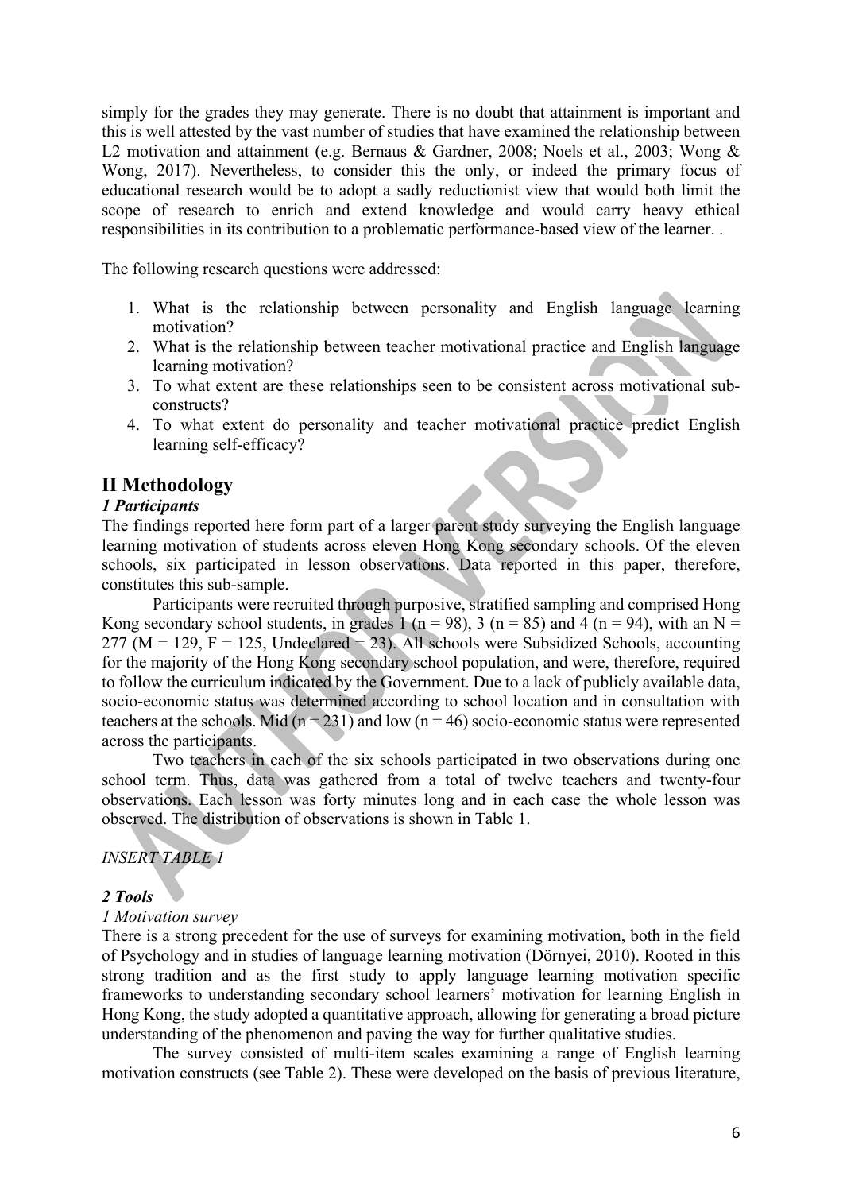simply for the grades they may generate. There is no doubt that attainment is important and this is well attested by the vast number of studies that have examined the relationship between L2 motivation and attainment (e.g. Bernaus & Gardner, 2008; Noels et al., 2003; Wong & Wong, 2017). Nevertheless, to consider this the only, or indeed the primary focus of educational research would be to adopt a sadly reductionist view that would both limit the scope of research to enrich and extend knowledge and would carry heavy ethical responsibilities in its contribution to a problematic performance-based view of the learner. .

The following research questions were addressed:

1. What is the relationship between personality and English language learning motivation?
2. What is the relationship between teacher motivational practice and English language learning motivation?
3. To what extent are these relationships seen to be consistent across motivational sub-constructs?
4. To what extent do personality and teacher motivational practice predict English learning self-efficacy?

## II Methodology

### *1 Participants*

The findings reported here form part of a larger parent study surveying the English language learning motivation of students across eleven Hong Kong secondary schools. Of the eleven schools, six participated in lesson observations. Data reported in this paper, therefore, constitutes this sub-sample.

Participants were recruited through purposive, stratified sampling and comprised Hong Kong secondary school students, in grades 1 ($n = 98$), 3 ($n = 85$) and 4 ($n = 94$), with an $N = 277$ ($M = 129$, $F = 125$, Undeclared = 23). All schools were Subsidized Schools, accounting for the majority of the Hong Kong secondary school population, and were, therefore, required to follow the curriculum indicated by the Government. Due to a lack of publicly available data, socio-economic status was determined according to school location and in consultation with teachers at the schools. Mid ($n = 231$) and low ($n = 46$) socio-economic status were represented across the participants.

Two teachers in each of the six schools participated in two observations during one school term. Thus, data was gathered from a total of twelve teachers and twenty-four observations. Each lesson was forty minutes long and in each case the whole lesson was observed. The distribution of observations is shown in Table 1.

*INSERT TABLE 1*

### *2 Tools*

#### *1 Motivation survey*

There is a strong precedent for the use of surveys for examining motivation, both in the field of Psychology and in studies of language learning motivation (Dörnyei, 2010). Rooted in this strong tradition and as the first study to apply language learning motivation specific frameworks to understanding secondary school learners' motivation for learning English in Hong Kong, the study adopted a quantitative approach, allowing for generating a broad picture understanding of the phenomenon and paving the way for further qualitative studies.

The survey consisted of multi-item scales examining a range of English learning motivation constructs (see Table 2). These were developed on the basis of previous literature,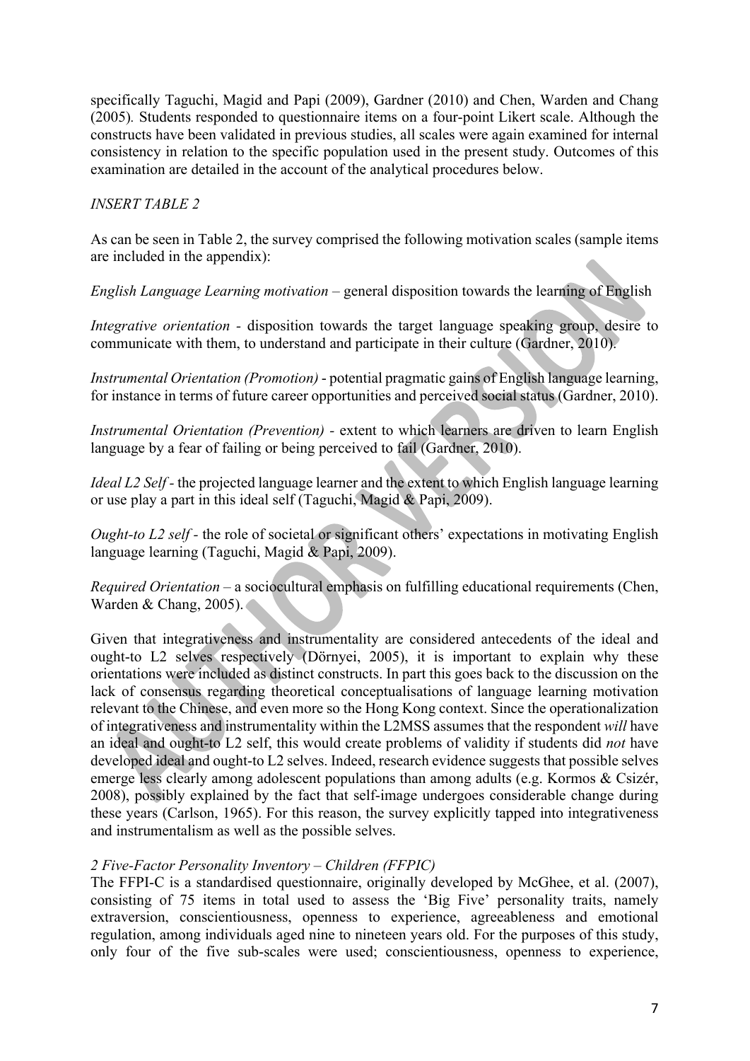specifically Taguchi, Magid and Papi (2009), Gardner (2010) and Chen, Warden and Chang (2005). Students responded to questionnaire items on a four-point Likert scale. Although the constructs have been validated in previous studies, all scales were again examined for internal consistency in relation to the specific population used in the present study. Outcomes of this examination are detailed in the account of the analytical procedures below.

*INSERT TABLE 2*

As can be seen in Table 2, the survey comprised the following motivation scales (sample items are included in the appendix):

*English Language Learning motivation* – general disposition towards the learning of English

*Integrative orientation* - disposition towards the target language speaking group, desire to communicate with them, to understand and participate in their culture (Gardner, 2010).

*Instrumental Orientation (Promotion)* - potential pragmatic gains of English language learning, for instance in terms of future career opportunities and perceived social status (Gardner, 2010).

*Instrumental Orientation (Prevention)* - extent to which learners are driven to learn English language by a fear of failing or being perceived to fail (Gardner, 2010).

*Ideal L2 Self* - the projected language learner and the extent to which English language learning or use play a part in this ideal self (Taguchi, Magid & Papi, 2009).

*Ought-to L2 self* - the role of societal or significant others' expectations in motivating English language learning (Taguchi, Magid & Papi, 2009).

*Required Orientation* – a sociocultural emphasis on fulfilling educational requirements (Chen, Warden & Chang, 2005).

Given that integrativeness and instrumentality are considered antecedents of the ideal and ought-to L2 selves respectively (Dörnyei, 2005), it is important to explain why these orientations were included as distinct constructs. In part this goes back to the discussion on the lack of consensus regarding theoretical conceptualisations of language learning motivation relevant to the Chinese, and even more so the Hong Kong context. Since the operationalization of integrativeness and instrumentality within the L2MSS assumes that the respondent *will* have an ideal and ought-to L2 self, this would create problems of validity if students did *not* have developed ideal and ought-to L2 selves. Indeed, research evidence suggests that possible selves emerge less clearly among adolescent populations than among adults (e.g. Kormos & Csizér, 2008), possibly explained by the fact that self-image undergoes considerable change during these years (Carlson, 1965). For this reason, the survey explicitly tapped into integrativeness and instrumentalism as well as the possible selves.

*2 Five-Factor Personality Inventory – Children (FFPIC)*

The FFPI-C is a standardised questionnaire, originally developed by McGhee, et al. (2007), consisting of 75 items in total used to assess the 'Big Five' personality traits, namely extraversion, conscientiousness, openness to experience, agreeableness and emotional regulation, among individuals aged nine to nineteen years old. For the purposes of this study, only four of the five sub-scales were used; conscientiousness, openness to experience,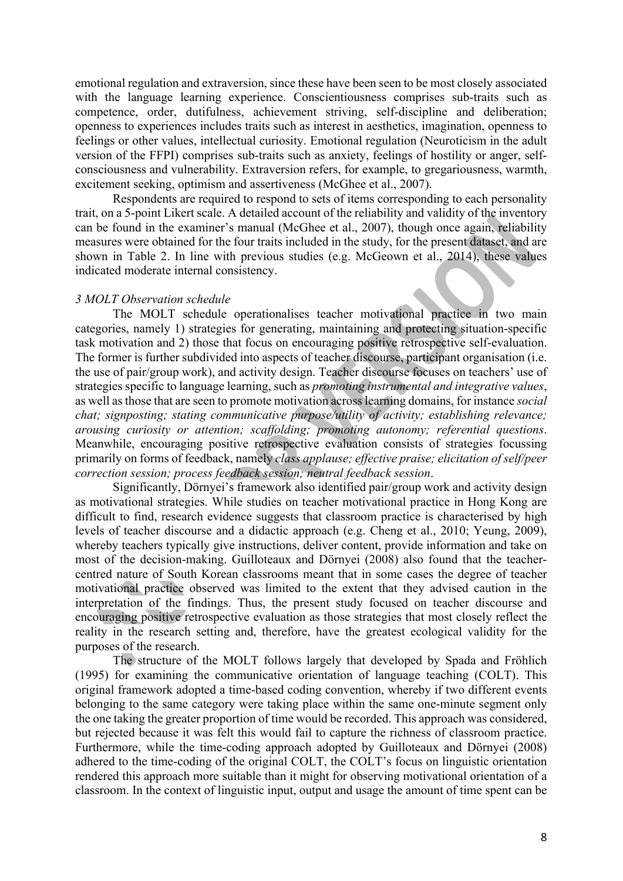emotional regulation and extraversion, since these have been seen to be most closely associated with the language learning experience. Conscientiousness comprises sub-traits such as competence, order, dutifulness, achievement striving, self-discipline and deliberation; openness to experiences includes traits such as interest in aesthetics, imagination, openness to feelings or other values, intellectual curiosity. Emotional regulation (Neuroticism in the adult version of the FFPI) comprises sub-traits such as anxiety, feelings of hostility or anger, self-consciousness and vulnerability. Extraversion refers, for example, to gregariousness, warmth, excitement seeking, optimism and assertiveness (McGhee et al., 2007).

Respondents are required to respond to sets of items corresponding to each personality trait, on a 5-point Likert scale. A detailed account of the reliability and validity of the inventory can be found in the examiner's manual (McGhee et al., 2007), though once again, reliability measures were obtained for the four traits included in the study, for the present dataset, and are shown in Table 2. In line with previous studies (e.g. McGeown et al., 2014), these values indicated moderate internal consistency.

*3 MOLT Observation schedule*

The MOLT schedule operationalises teacher motivational practice in two main categories, namely 1) strategies for generating, maintaining and protecting situation-specific task motivation and 2) those that focus on encouraging positive retrospective self-evaluation. The former is further subdivided into aspects of teacher discourse, participant organisation (i.e. the use of pair/group work), and activity design. Teacher discourse focuses on teachers' use of strategies specific to language learning, such as *promoting instrumental and integrative values*, as well as those that are seen to promote motivation across learning domains, for instance *social chat; signposting; stating communicative purpose/utility of activity; establishing relevance; arousing curiosity or attention; scaffolding; promoting autonomy; referential questions*. Meanwhile, encouraging positive retrospective evaluation consists of strategies focussing primarily on forms of feedback, namely *class applause; effective praise; elicitation of self/peer correction session; process feedback session; neutral feedback session*.

Significantly, Dörnyei's framework also identified pair/group work and activity design as motivational strategies. While studies on teacher motivational practice in Hong Kong are difficult to find, research evidence suggests that classroom practice is characterised by high levels of teacher discourse and a didactic approach (e.g. Cheng et al., 2010; Yeung, 2009), whereby teachers typically give instructions, deliver content, provide information and take on most of the decision-making. Guilloteaux and Dörnyei (2008) also found that the teacher-centred nature of South Korean classrooms meant that in some cases the degree of teacher motivational practice observed was limited to the extent that they advised caution in the interpretation of the findings. Thus, the present study focused on teacher discourse and encouraging positive retrospective evaluation as those strategies that most closely reflect the reality in the research setting and, therefore, have the greatest ecological validity for the purposes of the research.

The structure of the MOLT follows largely that developed by Spada and Fröhlich (1995) for examining the communicative orientation of language teaching (COLT). This original framework adopted a time-based coding convention, whereby if two different events belonging to the same category were taking place within the same one-minute segment only the one taking the greater proportion of time would be recorded. This approach was considered, but rejected because it was felt this would fail to capture the richness of classroom practice. Furthermore, while the time-coding approach adopted by Guilloteaux and Dörnyei (2008) adhered to the time-coding of the original COLT, the COLT's focus on linguistic orientation rendered this approach more suitable than it might for observing motivational orientation of a classroom. In the context of linguistic input, output and usage the amount of time spent can be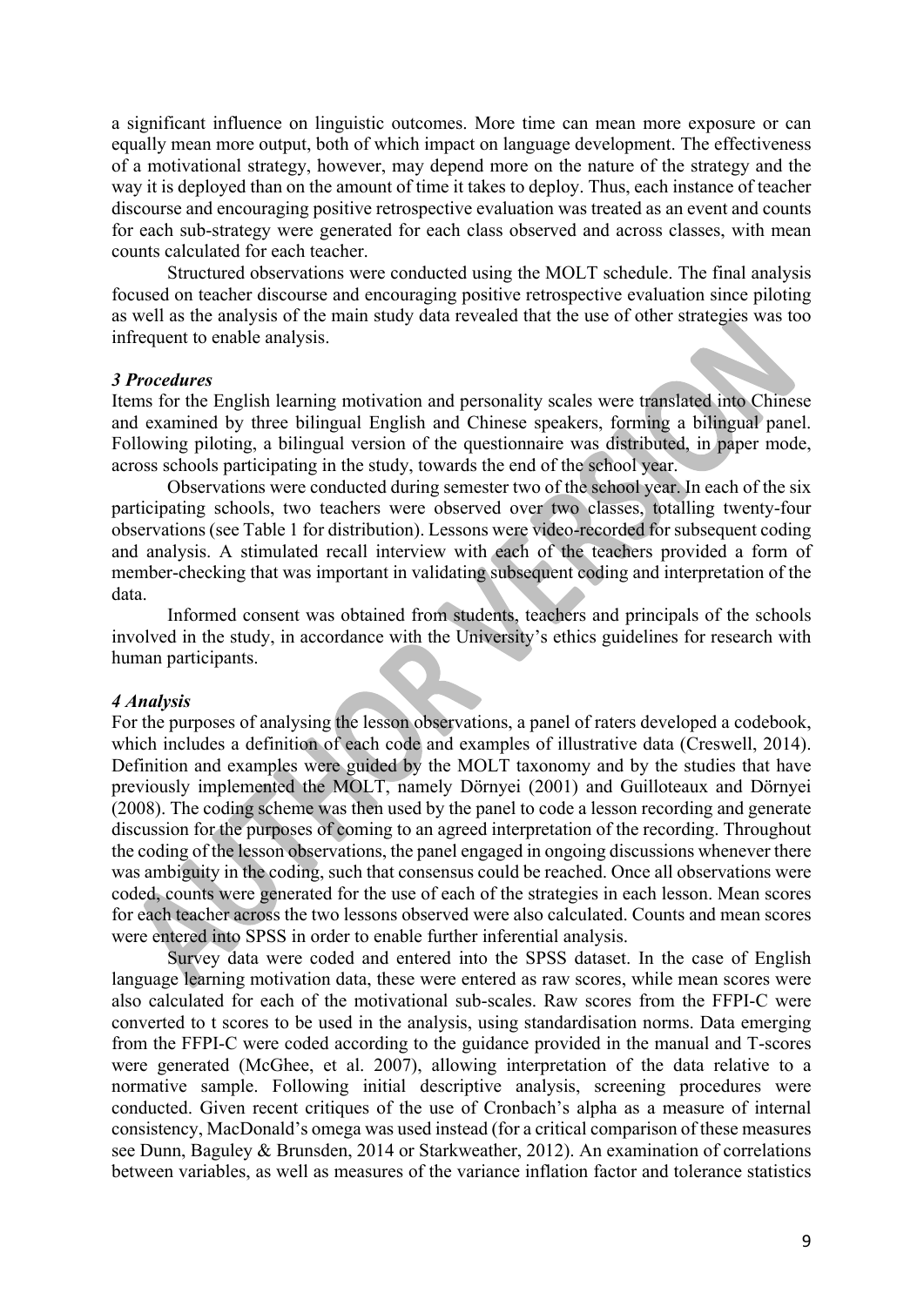a significant influence on linguistic outcomes. More time can mean more exposure or can equally mean more output, both of which impact on language development. The effectiveness of a motivational strategy, however, may depend more on the nature of the strategy and the way it is deployed than on the amount of time it takes to deploy. Thus, each instance of teacher discourse and encouraging positive retrospective evaluation was treated as an event and counts for each sub-strategy were generated for each class observed and across classes, with mean counts calculated for each teacher.

Structured observations were conducted using the MOLT schedule. The final analysis focused on teacher discourse and encouraging positive retrospective evaluation since piloting as well as the analysis of the main study data revealed that the use of other strategies was too infrequent to enable analysis.

### *3 Procedures*

Items for the English learning motivation and personality scales were translated into Chinese and examined by three bilingual English and Chinese speakers, forming a bilingual panel. Following piloting, a bilingual version of the questionnaire was distributed, in paper mode, across schools participating in the study, towards the end of the school year.

Observations were conducted during semester two of the school year. In each of the six participating schools, two teachers were observed over two classes, totalling twenty-four observations (see Table 1 for distribution). Lessons were video-recorded for subsequent coding and analysis. A stimulated recall interview with each of the teachers provided a form of member-checking that was important in validating subsequent coding and interpretation of the data.

Informed consent was obtained from students, teachers and principals of the schools involved in the study, in accordance with the University's ethics guidelines for research with human participants.

### *4 Analysis*

For the purposes of analysing the lesson observations, a panel of raters developed a codebook, which includes a definition of each code and examples of illustrative data (Creswell, 2014). Definition and examples were guided by the MOLT taxonomy and by the studies that have previously implemented the MOLT, namely Dörnyei (2001) and Guilloteaux and Dörnyei (2008). The coding scheme was then used by the panel to code a lesson recording and generate discussion for the purposes of coming to an agreed interpretation of the recording. Throughout the coding of the lesson observations, the panel engaged in ongoing discussions whenever there was ambiguity in the coding, such that consensus could be reached. Once all observations were coded, counts were generated for the use of each of the strategies in each lesson. Mean scores for each teacher across the two lessons observed were also calculated. Counts and mean scores were entered into SPSS in order to enable further inferential analysis.

Survey data were coded and entered into the SPSS dataset. In the case of English language learning motivation data, these were entered as raw scores, while mean scores were also calculated for each of the motivational sub-scales. Raw scores from the FFPI-C were converted to t scores to be used in the analysis, using standardisation norms. Data emerging from the FFPI-C were coded according to the guidance provided in the manual and T-scores were generated (McGhee, et al. 2007), allowing interpretation of the data relative to a normative sample. Following initial descriptive analysis, screening procedures were conducted. Given recent critiques of the use of Cronbach's alpha as a measure of internal consistency, MacDonald's omega was used instead (for a critical comparison of these measures see Dunn, Baguley & Brunsden, 2014 or Starkweather, 2012). An examination of correlations between variables, as well as measures of the variance inflation factor and tolerance statistics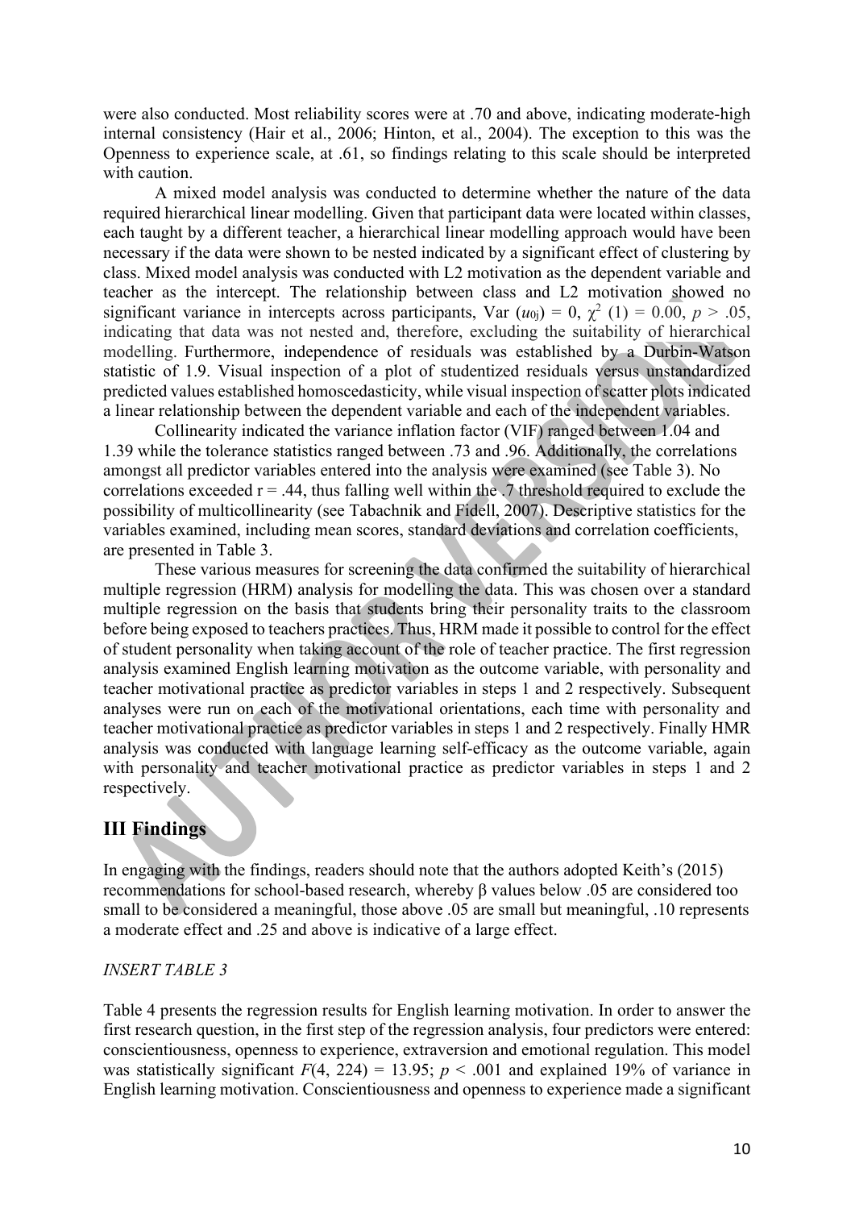were also conducted. Most reliability scores were at .70 and above, indicating moderate-high internal consistency (Hair et al., 2006; Hinton, et al., 2004). The exception to this was the Openness to experience scale, at .61, so findings relating to this scale should be interpreted with caution.

A mixed model analysis was conducted to determine whether the nature of the data required hierarchical linear modelling. Given that participant data were located within classes, each taught by a different teacher, a hierarchical linear modelling approach would have been necessary if the data were shown to be nested indicated by a significant effect of clustering by class. Mixed model analysis was conducted with L2 motivation as the dependent variable and teacher as the intercept. The relationship between class and L2 motivation showed no significant variance in intercepts across participants, Var ($u_{0j}$) = 0, $\chi^2$ (1) = 0.00, $p > .05$, indicating that data was not nested and, therefore, excluding the suitability of hierarchical modelling. Furthermore, independence of residuals was established by a Durbin-Watson statistic of 1.9. Visual inspection of a plot of studentized residuals versus unstandardized predicted values established homoscedasticity, while visual inspection of scatter plots indicated a linear relationship between the dependent variable and each of the independent variables.

Collinearity indicated the variance inflation factor (VIF) ranged between 1.04 and 1.39 while the tolerance statistics ranged between .73 and .96. Additionally, the correlations amongst all predictor variables entered into the analysis were examined (see Table 3). No correlations exceeded r = .44, thus falling well within the .7 threshold required to exclude the possibility of multicollinearity (see Tabachnik and Fidell, 2007). Descriptive statistics for the variables examined, including mean scores, standard deviations and correlation coefficients, are presented in Table 3.

These various measures for screening the data confirmed the suitability of hierarchical multiple regression (HRM) analysis for modelling the data. This was chosen over a standard multiple regression on the basis that students bring their personality traits to the classroom before being exposed to teachers practices. Thus, HRM made it possible to control for the effect of student personality when taking account of the role of teacher practice. The first regression analysis examined English learning motivation as the outcome variable, with personality and teacher motivational practice as predictor variables in steps 1 and 2 respectively. Subsequent analyses were run on each of the motivational orientations, each time with personality and teacher motivational practice as predictor variables in steps 1 and 2 respectively. Finally HMR analysis was conducted with language learning self-efficacy as the outcome variable, again with personality and teacher motivational practice as predictor variables in steps 1 and 2 respectively.

## III Findings

In engaging with the findings, readers should note that the authors adopted Keith's (2015) recommendations for school-based research, whereby β values below .05 are considered too small to be considered a meaningful, those above .05 are small but meaningful, .10 represents a moderate effect and .25 and above is indicative of a large effect.

*INSERT TABLE 3*

Table 4 presents the regression results for English learning motivation. In order to answer the first research question, in the first step of the regression analysis, four predictors were entered: conscientiousness, openness to experience, extraversion and emotional regulation. This model was statistically significant $F(4, 224) = 13.95$; $p < .001$ and explained 19% of variance in English learning motivation. Conscientiousness and openness to experience made a significant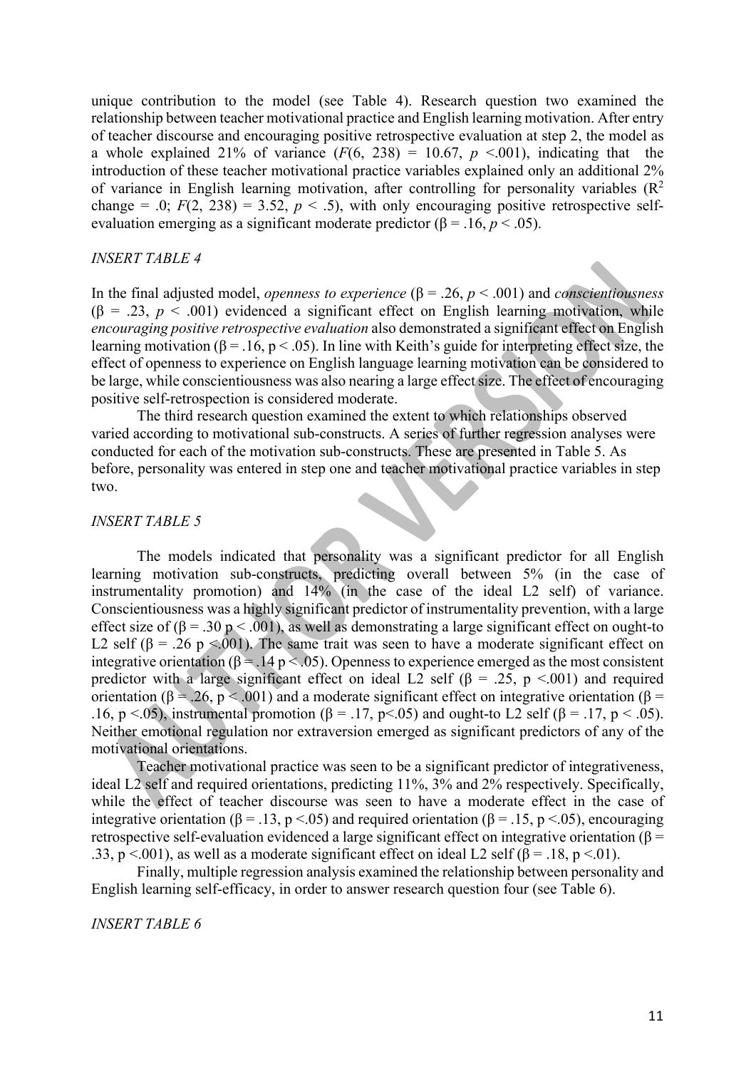unique contribution to the model (see Table 4). Research question two examined the relationship between teacher motivational practice and English learning motivation. After entry of teacher discourse and encouraging positive retrospective evaluation at step 2, the model as a whole explained 21% of variance ($F(6, 238) = 10.67$, $p < .001$), indicating that the introduction of these teacher motivational practice variables explained only an additional 2% of variance in English learning motivation, after controlling for personality variables ($R^2$ change = .0; $F(2, 238) = 3.52$, $p < .5$), with only encouraging positive retrospective self-evaluation emerging as a significant moderate predictor ($\beta = .16$, $p < .05$).

*INSERT TABLE 4*

In the final adjusted model, *openness to experience* ($\beta = .26$, $p < .001$) and *conscientiousness* ($\beta = .23$, $p < .001$) evidenced a significant effect on English learning motivation, while *encouraging positive retrospective evaluation* also demonstrated a significant effect on English learning motivation ($\beta = .16$, $p < .05$). In line with Keith's guide for interpreting effect size, the effect of openness to experience on English language learning motivation can be considered to be large, while conscientiousness was also nearing a large effect size. The effect of encouraging positive self-retrospection is considered moderate.

The third research question examined the extent to which relationships observed varied according to motivational sub-constructs. A series of further regression analyses were conducted for each of the motivation sub-constructs. These are presented in Table 5. As before, personality was entered in step one and teacher motivational practice variables in step two.

*INSERT TABLE 5*

The models indicated that personality was a significant predictor for all English learning motivation sub-constructs, predicting overall between 5% (in the case of instrumentality promotion) and 14% (in the case of the ideal L2 self) of variance. Conscientiousness was a highly significant predictor of instrumentality prevention, with a large effect size of ($\beta = .30$ $p < .001$), as well as demonstrating a large significant effect on ought-to L2 self ($\beta = .26$ $p < .001$). The same trait was seen to have a moderate significant effect on integrative orientation ($\beta = .14$ $p < .05$). Openness to experience emerged as the most consistent predictor with a large significant effect on ideal L2 self ($\beta = .25$, $p < .001$) and required orientation ($\beta = .26$, $p < .001$) and a moderate significant effect on integrative orientation ($\beta = .16$, $p < .05$), instrumental promotion ($\beta = .17$, $p < .05$) and ought-to L2 self ($\beta = .17$, $p < .05$). Neither emotional regulation nor extraversion emerged as significant predictors of any of the motivational orientations.

Teacher motivational practice was seen to be a significant predictor of integrativeness, ideal L2 self and required orientations, predicting 11%, 3% and 2% respectively. Specifically, while the effect of teacher discourse was seen to have a moderate effect in the case of integrative orientation ($\beta = .13$, $p < .05$) and required orientation ($\beta = .15$, $p < .05$), encouraging retrospective self-evaluation evidenced a large significant effect on integrative orientation ($\beta = .33$, $p < .001$), as well as a moderate significant effect on ideal L2 self ($\beta = .18$, $p < .01$).

Finally, multiple regression analysis examined the relationship between personality and English learning self-efficacy, in order to answer research question four (see Table 6).

*INSERT TABLE 6*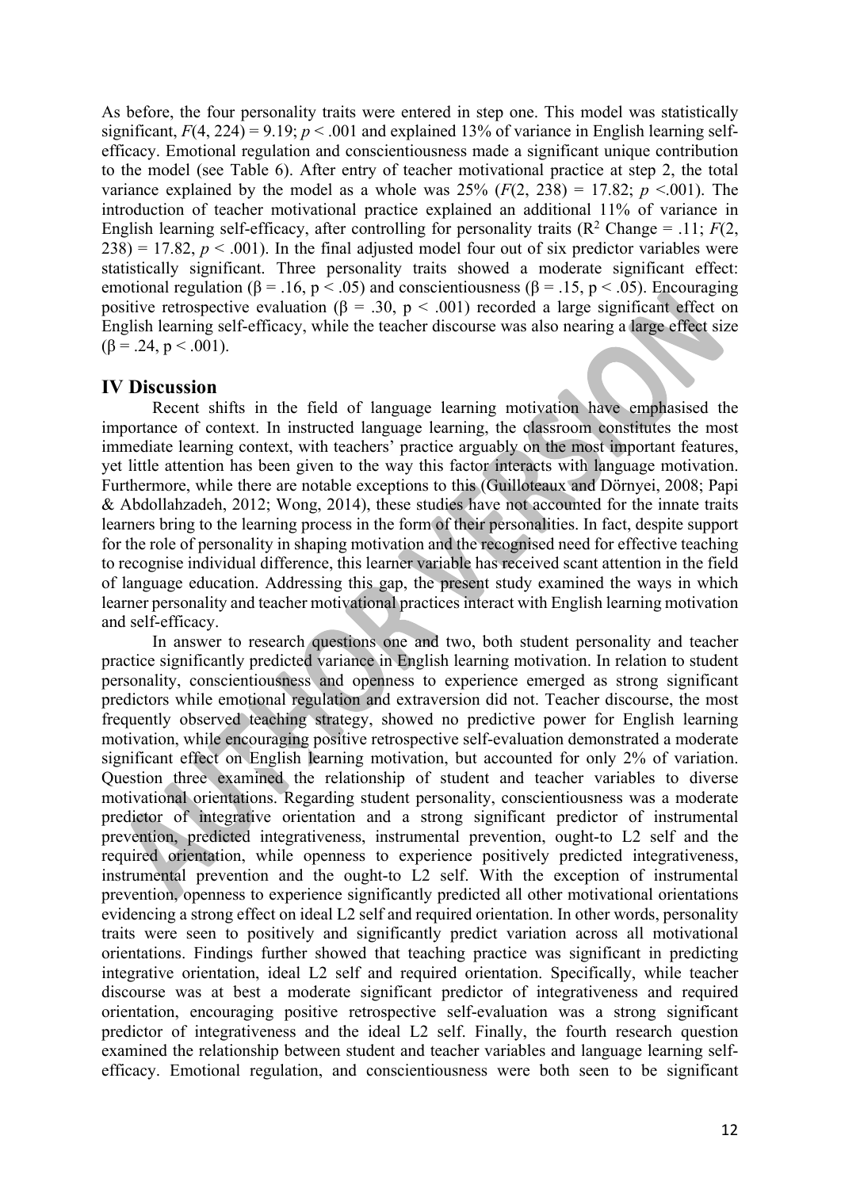As before, the four personality traits were entered in step one. This model was statistically significant, $F(4, 224) = 9.19$; $p < .001$ and explained 13% of variance in English learning self-efficacy. Emotional regulation and conscientiousness made a significant unique contribution to the model (see Table 6). After entry of teacher motivational practice at step 2, the total variance explained by the model as a whole was 25% ($F(2, 238) = 17.82$; $p < .001$). The introduction of teacher motivational practice explained an additional 11% of variance in English learning self-efficacy, after controlling for personality traits ($R^2$ Change = .11; $F(2, 238) = 17.82$, $p < .001$). In the final adjusted model four out of six predictor variables were statistically significant. Three personality traits showed a moderate significant effect: emotional regulation ($\beta = .16$, $p < .05$) and conscientiousness ($\beta = .15$, $p < .05$). Encouraging positive retrospective evaluation ($\beta = .30$, $p < .001$) recorded a large significant effect on English learning self-efficacy, while the teacher discourse was also nearing a large effect size ($\beta = .24$, $p < .001$).

## IV Discussion

Recent shifts in the field of language learning motivation have emphasised the importance of context. In instructed language learning, the classroom constitutes the most immediate learning context, with teachers' practice arguably on the most important features, yet little attention has been given to the way this factor interacts with language motivation. Furthermore, while there are notable exceptions to this (Guilloteaux and Dörnyei, 2008; Papi & Abdollahzadeh, 2012; Wong, 2014), these studies have not accounted for the innate traits learners bring to the learning process in the form of their personalities. In fact, despite support for the role of personality in shaping motivation and the recognised need for effective teaching to recognise individual difference, this learner variable has received scant attention in the field of language education. Addressing this gap, the present study examined the ways in which learner personality and teacher motivational practices interact with English learning motivation and self-efficacy.

In answer to research questions one and two, both student personality and teacher practice significantly predicted variance in English learning motivation. In relation to student personality, conscientiousness and openness to experience emerged as strong significant predictors while emotional regulation and extraversion did not. Teacher discourse, the most frequently observed teaching strategy, showed no predictive power for English learning motivation, while encouraging positive retrospective self-evaluation demonstrated a moderate significant effect on English learning motivation, but accounted for only 2% of variation. Question three examined the relationship of student and teacher variables to diverse motivational orientations. Regarding student personality, conscientiousness was a moderate predictor of integrative orientation and a strong significant predictor of instrumental prevention, predicted integrativeness, instrumental prevention, ought-to L2 self and the required orientation, while openness to experience positively predicted integrativeness, instrumental prevention and the ought-to L2 self. With the exception of instrumental prevention, openness to experience significantly predicted all other motivational orientations evidencing a strong effect on ideal L2 self and required orientation. In other words, personality traits were seen to positively and significantly predict variation across all motivational orientations. Findings further showed that teaching practice was significant in predicting integrative orientation, ideal L2 self and required orientation. Specifically, while teacher discourse was at best a moderate significant predictor of integrativeness and required orientation, encouraging positive retrospective self-evaluation was a strong significant predictor of integrativeness and the ideal L2 self. Finally, the fourth research question examined the relationship between student and teacher variables and language learning self-efficacy. Emotional regulation, and conscientiousness were both seen to be significant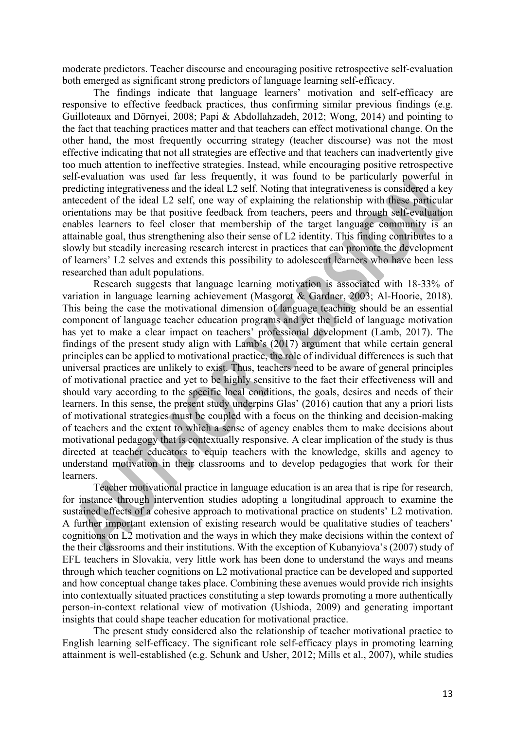moderate predictors. Teacher discourse and encouraging positive retrospective self-evaluation both emerged as significant strong predictors of language learning self-efficacy.

The findings indicate that language learners' motivation and self-efficacy are responsive to effective feedback practices, thus confirming similar previous findings (e.g. Guilloteaux and Dörnyei, 2008; Papi & Abdollahzadeh, 2012; Wong, 2014) and pointing to the fact that teaching practices matter and that teachers can effect motivational change. On the other hand, the most frequently occurring strategy (teacher discourse) was not the most effective indicating that not all strategies are effective and that teachers can inadvertently give too much attention to ineffective strategies. Instead, while encouraging positive retrospective self-evaluation was used far less frequently, it was found to be particularly powerful in predicting integrativeness and the ideal L2 self. Noting that integrativeness is considered a key antecedent of the ideal L2 self, one way of explaining the relationship with these particular orientations may be that positive feedback from teachers, peers and through self-evaluation enables learners to feel closer that membership of the target language community is an attainable goal, thus strengthening also their sense of L2 identity. This finding contributes to a slowly but steadily increasing research interest in practices that can promote the development of learners' L2 selves and extends this possibility to adolescent learners who have been less researched than adult populations.

Research suggests that language learning motivation is associated with 18-33% of variation in language learning achievement (Masgoret & Gardner, 2003; Al-Hoorie, 2018). This being the case the motivational dimension of language teaching should be an essential component of language teacher education programs and yet the field of language motivation has yet to make a clear impact on teachers' professional development (Lamb, 2017). The findings of the present study align with Lamb's (2017) argument that while certain general principles can be applied to motivational practice, the role of individual differences is such that universal practices are unlikely to exist. Thus, teachers need to be aware of general principles of motivational practice and yet to be highly sensitive to the fact their effectiveness will and should vary according to the specific local conditions, the goals, desires and needs of their learners. In this sense, the present study underpins Glas' (2016) caution that any a priori lists of motivational strategies must be coupled with a focus on the thinking and decision-making of teachers and the extent to which a sense of agency enables them to make decisions about motivational pedagogy that is contextually responsive. A clear implication of the study is thus directed at teacher educators to equip teachers with the knowledge, skills and agency to understand motivation in their classrooms and to develop pedagogies that work for their learners.

Teacher motivational practice in language education is an area that is ripe for research, for instance through intervention studies adopting a longitudinal approach to examine the sustained effects of a cohesive approach to motivational practice on students' L2 motivation. A further important extension of existing research would be qualitative studies of teachers' cognitions on L2 motivation and the ways in which they make decisions within the context of the their classrooms and their institutions. With the exception of Kubanyiova's (2007) study of EFL teachers in Slovakia, very little work has been done to understand the ways and means through which teacher cognitions on L2 motivational practice can be developed and supported and how conceptual change takes place. Combining these avenues would provide rich insights into contextually situated practices constituting a step towards promoting a more authentically person-in-context relational view of motivation (Ushioda, 2009) and generating important insights that could shape teacher education for motivational practice.

The present study considered also the relationship of teacher motivational practice to English learning self-efficacy. The significant role self-efficacy plays in promoting learning attainment is well-established (e.g. Schunk and Usher, 2012; Mills et al., 2007), while studies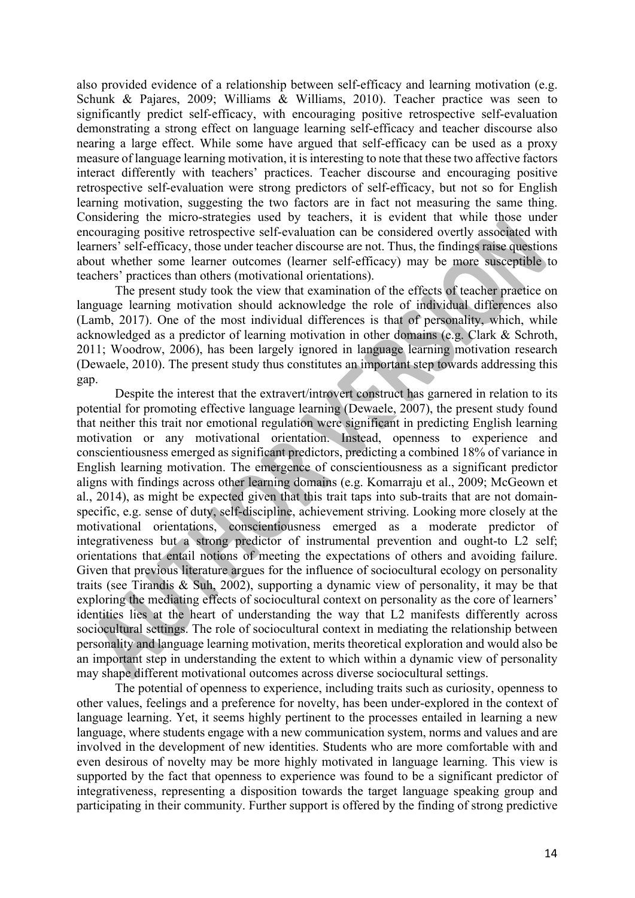also provided evidence of a relationship between self-efficacy and learning motivation (e.g. Schunk & Pajares, 2009; Williams & Williams, 2010). Teacher practice was seen to significantly predict self-efficacy, with encouraging positive retrospective self-evaluation demonstrating a strong effect on language learning self-efficacy and teacher discourse also nearing a large effect. While some have argued that self-efficacy can be used as a proxy measure of language learning motivation, it is interesting to note that these two affective factors interact differently with teachers' practices. Teacher discourse and encouraging positive retrospective self-evaluation were strong predictors of self-efficacy, but not so for English learning motivation, suggesting the two factors are in fact not measuring the same thing. Considering the micro-strategies used by teachers, it is evident that while those under encouraging positive retrospective self-evaluation can be considered overtly associated with learners' self-efficacy, those under teacher discourse are not. Thus, the findings raise questions about whether some learner outcomes (learner self-efficacy) may be more susceptible to teachers' practices than others (motivational orientations).

The present study took the view that examination of the effects of teacher practice on language learning motivation should acknowledge the role of individual differences also (Lamb, 2017). One of the most individual differences is that of personality, which, while acknowledged as a predictor of learning motivation in other domains (e.g. Clark & Schroth, 2011; Woodrow, 2006), has been largely ignored in language learning motivation research (Dewaele, 2010). The present study thus constitutes an important step towards addressing this gap.

Despite the interest that the extravert/introvert construct has garnered in relation to its potential for promoting effective language learning (Dewaele, 2007), the present study found that neither this trait nor emotional regulation were significant in predicting English learning motivation or any motivational orientation. Instead, openness to experience and conscientiousness emerged as significant predictors, predicting a combined 18% of variance in English learning motivation. The emergence of conscientiousness as a significant predictor aligns with findings across other learning domains (e.g. Komarraju et al., 2009; McGeown et al., 2014), as might be expected given that this trait taps into sub-traits that are not domain-specific, e.g. sense of duty, self-discipline, achievement striving. Looking more closely at the motivational orientations, conscientiousness emerged as a moderate predictor of integrativeness but a strong predictor of instrumental prevention and ought-to L2 self; orientations that entail notions of meeting the expectations of others and avoiding failure. Given that previous literature argues for the influence of sociocultural ecology on personality traits (see Tirandis & Suh, 2002), supporting a dynamic view of personality, it may be that exploring the mediating effects of sociocultural context on personality as the core of learners' identities lies at the heart of understanding the way that L2 manifests differently across sociocultural settings. The role of sociocultural context in mediating the relationship between personality and language learning motivation, merits theoretical exploration and would also be an important step in understanding the extent to which within a dynamic view of personality may shape different motivational outcomes across diverse sociocultural settings.

The potential of openness to experience, including traits such as curiosity, openness to other values, feelings and a preference for novelty, has been under-explored in the context of language learning. Yet, it seems highly pertinent to the processes entailed in learning a new language, where students engage with a new communication system, norms and values and are involved in the development of new identities. Students who are more comfortable with and even desirous of novelty may be more highly motivated in language learning. This view is supported by the fact that openness to experience was found to be a significant predictor of integrativeness, representing a disposition towards the target language speaking group and participating in their community. Further support is offered by the finding of strong predictive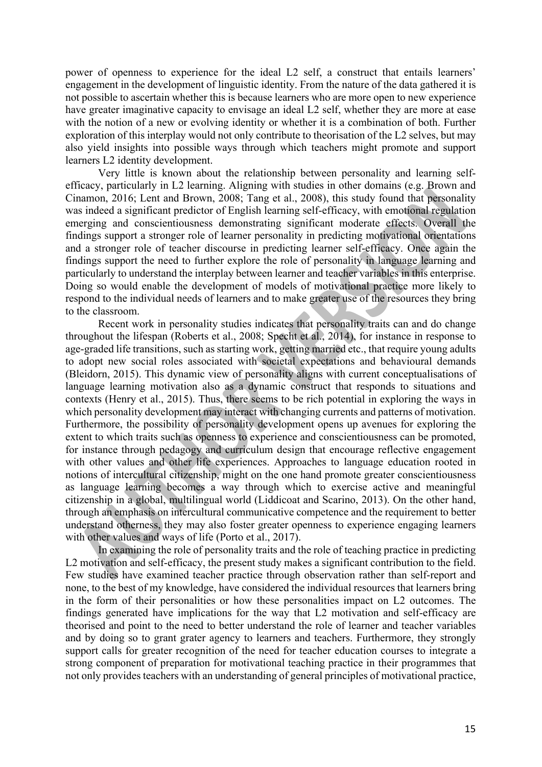power of openness to experience for the ideal L2 self, a construct that entails learners' engagement in the development of linguistic identity. From the nature of the data gathered it is not possible to ascertain whether this is because learners who are more open to new experience have greater imaginative capacity to envisage an ideal L2 self, whether they are more at ease with the notion of a new or evolving identity or whether it is a combination of both. Further exploration of this interplay would not only contribute to theorisation of the L2 selves, but may also yield insights into possible ways through which teachers might promote and support learners L2 identity development.

Very little is known about the relationship between personality and learning self-efficacy, particularly in L2 learning. Aligning with studies in other domains (e.g. Brown and Cinamon, 2016; Lent and Brown, 2008; Tang et al., 2008), this study found that personality was indeed a significant predictor of English learning self-efficacy, with emotional regulation emerging and conscientiousness demonstrating significant moderate effects. Overall the findings support a stronger role of learner personality in predicting motivational orientations and a stronger role of teacher discourse in predicting learner self-efficacy. Once again the findings support the need to further explore the role of personality in language learning and particularly to understand the interplay between learner and teacher variables in this enterprise. Doing so would enable the development of models of motivational practice more likely to respond to the individual needs of learners and to make greater use of the resources they bring to the classroom.

Recent work in personality studies indicates that personality traits can and do change throughout the lifespan (Roberts et al., 2008; Specht et al., 2014), for instance in response to age-graded life transitions, such as starting work, getting married etc., that require young adults to adopt new social roles associated with societal expectations and behavioural demands (Bleidorn, 2015). This dynamic view of personality aligns with current conceptualisations of language learning motivation also as a dynamic construct that responds to situations and contexts (Henry et al., 2015). Thus, there seems to be rich potential in exploring the ways in which personality development may interact with changing currents and patterns of motivation. Furthermore, the possibility of personality development opens up avenues for exploring the extent to which traits such as openness to experience and conscientiousness can be promoted, for instance through pedagogy and curriculum design that encourage reflective engagement with other values and other life experiences. Approaches to language education rooted in notions of intercultural citizenship, might on the one hand promote greater conscientiousness as language learning becomes a way through which to exercise active and meaningful citizenship in a global, multilingual world (Liddicoat and Scarino, 2013). On the other hand, through an emphasis on intercultural communicative competence and the requirement to better understand otherness, they may also foster greater openness to experience engaging learners with other values and ways of life (Porto et al., 2017).

In examining the role of personality traits and the role of teaching practice in predicting L2 motivation and self-efficacy, the present study makes a significant contribution to the field. Few studies have examined teacher practice through observation rather than self-report and none, to the best of my knowledge, have considered the individual resources that learners bring in the form of their personalities or how these personalities impact on L2 outcomes. The findings generated have implications for the way that L2 motivation and self-efficacy are theorised and point to the need to better understand the role of learner and teacher variables and by doing so to grant grater agency to learners and teachers. Furthermore, they strongly support calls for greater recognition of the need for teacher education courses to integrate a strong component of preparation for motivational teaching practice in their programmes that not only provides teachers with an understanding of general principles of motivational practice,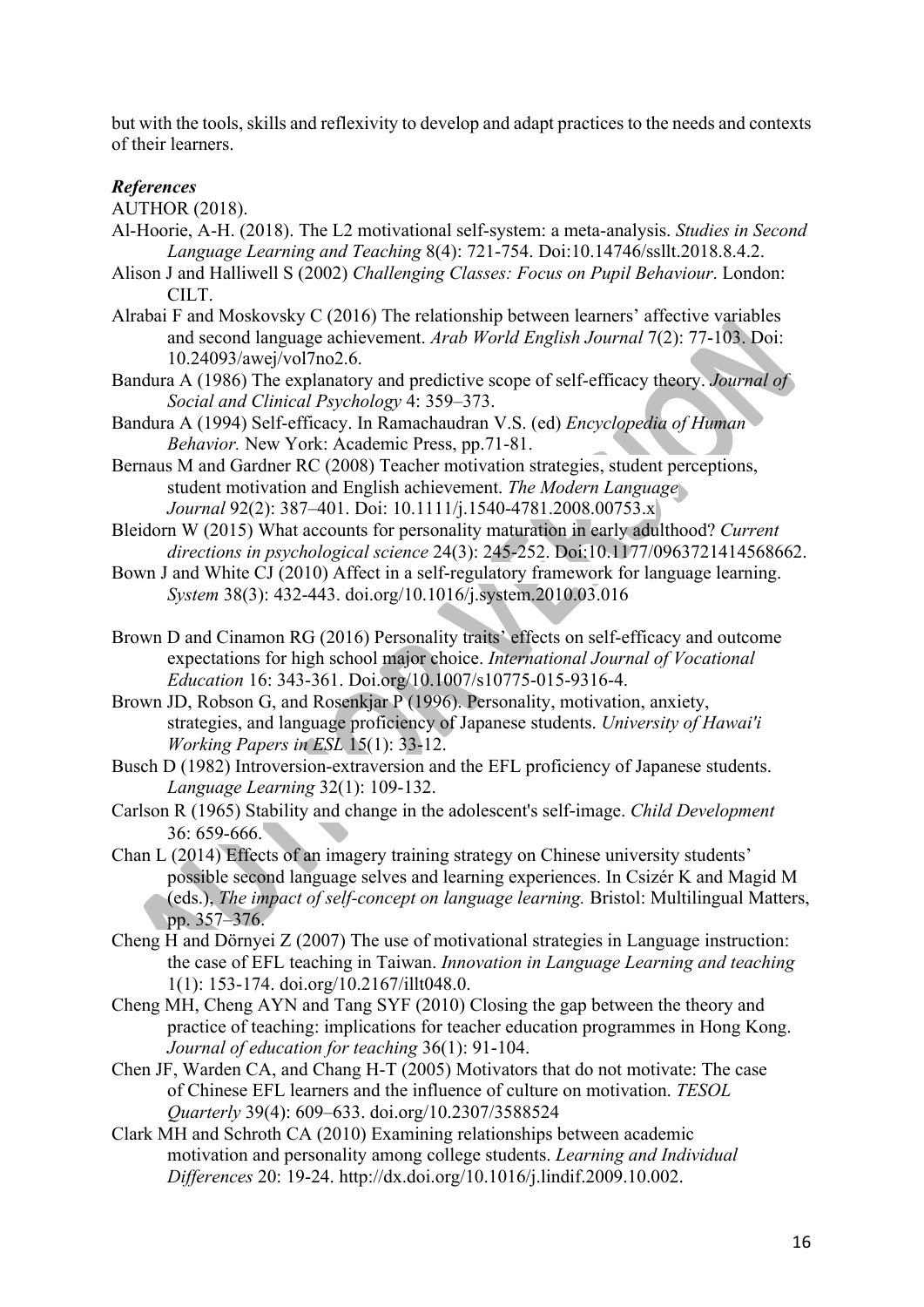but with the tools, skills and reflexivity to develop and adapt practices to the needs and contexts of their learners.

***References***

AUTHOR (2018).

Al-Hoorie, A-H. (2018). The L2 motivational self-system: a meta-analysis. *Studies in Second Language Learning and Teaching* 8(4): 721-754. Doi:10.14746/ssllt.2018.8.4.2.

Alison J and Halliwell S (2002) *Challenging Classes: Focus on Pupil Behaviour*. London: CILT.

Alrabai F and Moskovsky C (2016) The relationship between learners' affective variables and second language achievement. *Arab World English Journal* 7(2): 77-103. Doi: 10.24093/awej/vol7no2.6.

Bandura A (1986) The explanatory and predictive scope of self-efficacy theory. *Journal of Social and Clinical Psychology* 4: 359–373.

Bandura A (1994) Self-efficacy. In Ramachaudran V.S. (ed) *Encyclopedia of Human Behavior.* New York: Academic Press, pp.71-81.

Bernaus M and Gardner RC (2008) Teacher motivation strategies, student perceptions, student motivation and English achievement. *The Modern Language Journal* 92(2): 387–401. Doi: 10.1111/j.1540-4781.2008.00753.x

Bleidorn W (2015) What accounts for personality maturation in early adulthood? *Current directions in psychological science* 24(3): 245-252. Doi:10.1177/0963721414568662.

Bown J and White CJ (2010) Affect in a self-regulatory framework for language learning. *System* 38(3): 432-443. doi.org/10.1016/j.system.2010.03.016

Brown D and Cinamon RG (2016) Personality traits' effects on self-efficacy and outcome expectations for high school major choice. *International Journal of Vocational Education* 16: 343-361. Doi.org/10.1007/s10775-015-9316-4.

Brown JD, Robson G, and Rosenkjar P (1996). Personality, motivation, anxiety, strategies, and language proficiency of Japanese students. *University of Hawai'i Working Papers in ESL* 15(1): 33-12.

Busch D (1982) Introversion-extraversion and the EFL proficiency of Japanese students. *Language Learning* 32(1): 109-132.

Carlson R (1965) Stability and change in the adolescent's self-image. *Child Development* 36: 659-666.

Chan L (2014) Effects of an imagery training strategy on Chinese university students' possible second language selves and learning experiences. In Csizér K and Magid M (eds.), *The impact of self-concept on language learning.* Bristol: Multilingual Matters, pp. 357–376.

Cheng H and Dörnyei Z (2007) The use of motivational strategies in Language instruction: the case of EFL teaching in Taiwan. *Innovation in Language Learning and teaching* 1(1): 153-174. doi.org/10.2167/illt048.0.

Cheng MH, Cheng AYN and Tang SYF (2010) Closing the gap between the theory and practice of teaching: implications for teacher education programmes in Hong Kong. *Journal of education for teaching* 36(1): 91-104.

Chen JF, Warden CA, and Chang H-T (2005) Motivators that do not motivate: The case of Chinese EFL learners and the influence of culture on motivation. *TESOL Quarterly* 39(4): 609–633. doi.org/10.2307/3588524

Clark MH and Schroth CA (2010) Examining relationships between academic motivation and personality among college students. *Learning and Individual Differences* 20: 19-24. http://dx.doi.org/10.1016/j.lindif.2009.10.002.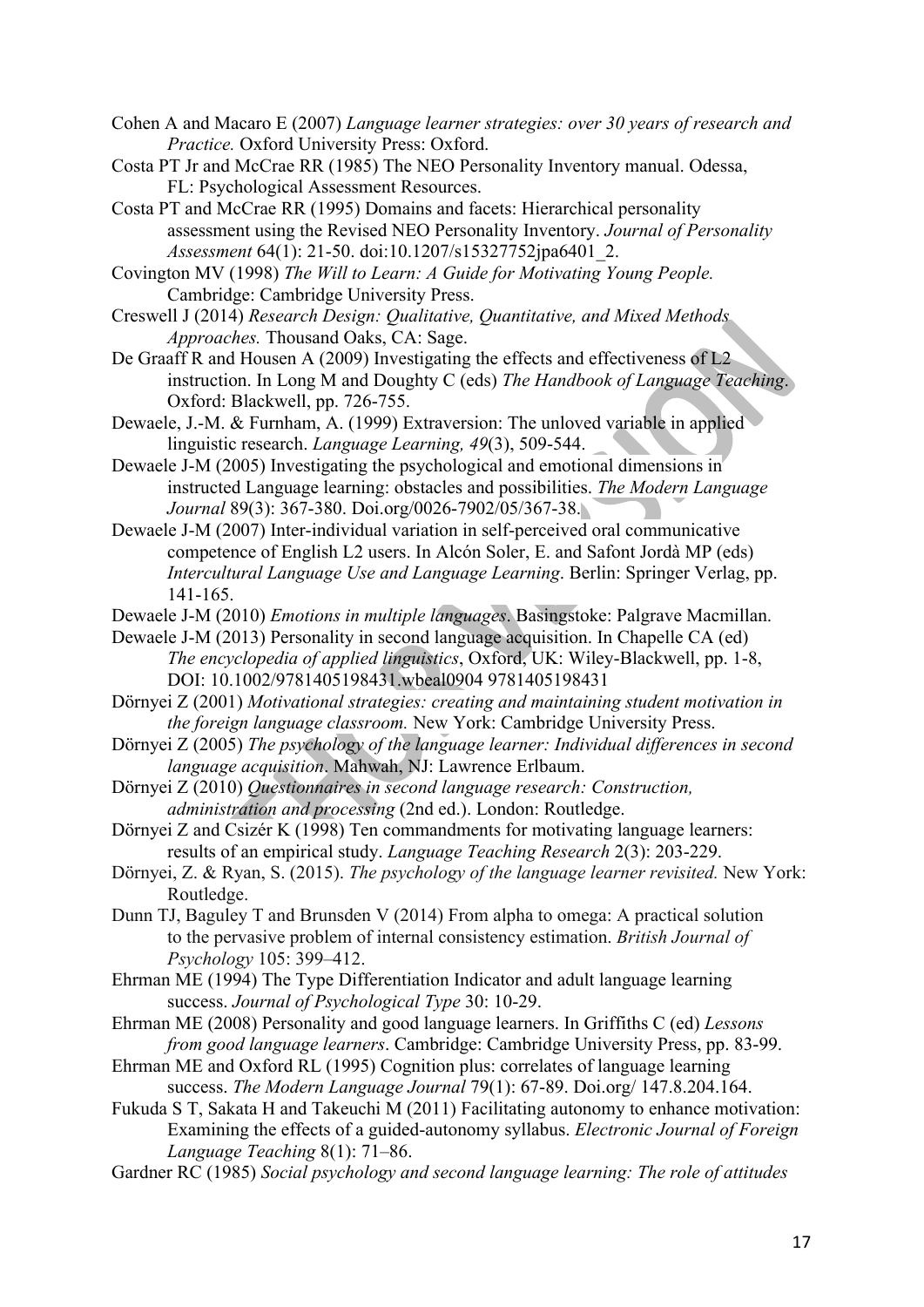Cohen A and Macaro E (2007) *Language learner strategies: over 30 years of research and Practice.* Oxford University Press: Oxford.

Costa PT Jr and McCrae RR (1985) The NEO Personality Inventory manual. Odessa, FL: Psychological Assessment Resources.

Costa PT and McCrae RR (1995) Domains and facets: Hierarchical personality assessment using the Revised NEO Personality Inventory. *Journal of Personality Assessment* 64(1): 21-50. doi:10.1207/s15327752jpa6401_2.

Covington MV (1998) *The Will to Learn: A Guide for Motivating Young People.* Cambridge: Cambridge University Press.

Creswell J (2014) *Research Design: Qualitative, Quantitative, and Mixed Methods Approaches.* Thousand Oaks, CA: Sage.

De Graaff R and Housen A (2009) Investigating the effects and effectiveness of L2 instruction. In Long M and Doughty C (eds) *The Handbook of Language Teaching*. Oxford: Blackwell, pp. 726-755.

Dewaele, J.-M. & Furnham, A. (1999) Extraversion: The unloved variable in applied linguistic research. *Language Learning, 49*(3), 509-544.

Dewaele J-M (2005) Investigating the psychological and emotional dimensions in instructed Language learning: obstacles and possibilities. *The Modern Language Journal* 89(3): 367-380. Doi.org/0026-7902/05/367-38.

Dewaele J-M (2007) Inter-individual variation in self-perceived oral communicative competence of English L2 users. In Alcón Soler, E. and Safont Jordà MP (eds) *Intercultural Language Use and Language Learning*. Berlin: Springer Verlag, pp. 141-165.

Dewaele J-M (2010) *Emotions in multiple languages*. Basingstoke: Palgrave Macmillan.

Dewaele J-M (2013) Personality in second language acquisition. In Chapelle CA (ed) *The encyclopedia of applied linguistics*, Oxford, UK: Wiley-Blackwell, pp. 1-8, DOI: 10.1002/9781405198431.wbeal0904 9781405198431

Dörnyei Z (2001) *Motivational strategies: creating and maintaining student motivation in the foreign language classroom.* New York: Cambridge University Press.

Dörnyei Z (2005) *The psychology of the language learner: Individual differences in second language acquisition*. Mahwah, NJ: Lawrence Erlbaum.

Dörnyei Z (2010) *Questionnaires in second language research: Construction, administration and processing* (2nd ed.). London: Routledge.

Dörnyei Z and Csizér K (1998) Ten commandments for motivating language learners: results of an empirical study. *Language Teaching Research* 2(3): 203-229.

Dörnyei, Z. & Ryan, S. (2015). *The psychology of the language learner revisited.* New York: Routledge.

Dunn TJ, Baguley T and Brunsden V (2014) From alpha to omega: A practical solution to the pervasive problem of internal consistency estimation. *British Journal of Psychology* 105: 399–412.

Ehrman ME (1994) The Type Differentiation Indicator and adult language learning success. *Journal of Psychological Type* 30: 10-29.

Ehrman ME (2008) Personality and good language learners. In Griffiths C (ed) *Lessons from good language learners*. Cambridge: Cambridge University Press, pp. 83-99.

Ehrman ME and Oxford RL (1995) Cognition plus: correlates of language learning success. *The Modern Language Journal* 79(1): 67-89. Doi.org/ 147.8.204.164.

Fukuda S T, Sakata H and Takeuchi M (2011) Facilitating autonomy to enhance motivation: Examining the effects of a guided-autonomy syllabus. *Electronic Journal of Foreign Language Teaching* 8(1): 71–86.

Gardner RC (1985) *Social psychology and second language learning: The role of attitudes*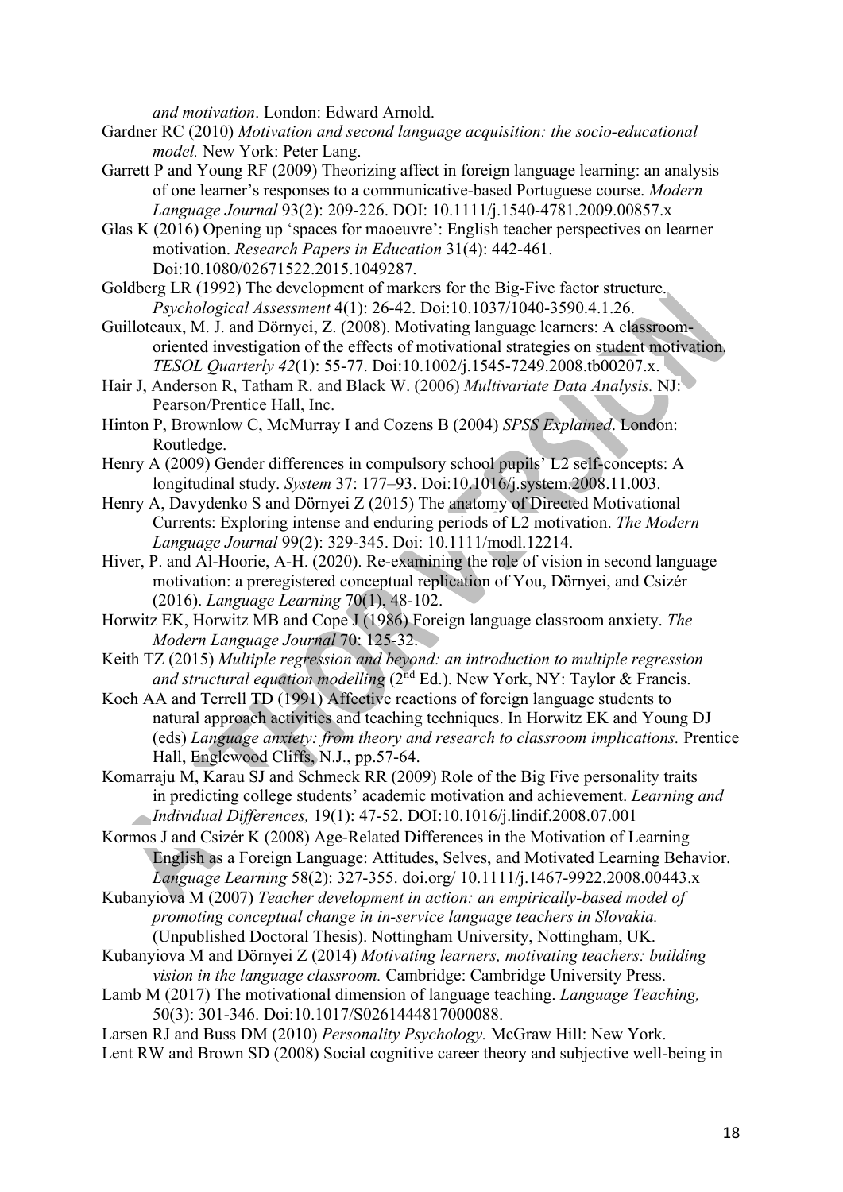*and motivation*. London: Edward Arnold.

Gardner RC (2010) *Motivation and second language acquisition: the socio-educational model.* New York: Peter Lang.

Garrett P and Young RF (2009) Theorizing affect in foreign language learning: an analysis of one learner's responses to a communicative-based Portuguese course. *Modern Language Journal* 93(2): 209-226. DOI: 10.1111/j.1540-4781.2009.00857.x

Glas K (2016) Opening up 'spaces for maoeuvre': English teacher perspectives on learner motivation. *Research Papers in Education* 31(4): 442-461. Doi:10.1080/02671522.2015.1049287.

Goldberg LR (1992) The development of markers for the Big-Five factor structure. *Psychological Assessment* 4(1): 26-42. Doi:10.1037/1040-3590.4.1.26.

Guilloteaux, M. J. and Dörnyei, Z. (2008). Motivating language learners: A classroom-oriented investigation of the effects of motivational strategies on student motivation. *TESOL Quarterly 42*(1): 55-77. Doi:10.1002/j.1545-7249.2008.tb00207.x.

Hair J, Anderson R, Tatham R. and Black W. (2006) *Multivariate Data Analysis.* NJ: Pearson/Prentice Hall, Inc.

Hinton P, Brownlow C, McMurray I and Cozens B (2004) *SPSS Explained*. London: Routledge.

Henry A (2009) Gender differences in compulsory school pupils' L2 self-concepts: A longitudinal study. *System* 37: 177–93. Doi:10.1016/j.system.2008.11.003.

Henry A, Davydenko S and Dörnyei Z (2015) The anatomy of Directed Motivational Currents: Exploring intense and enduring periods of L2 motivation. *The Modern Language Journal* 99(2): 329-345. Doi: 10.1111/modl.12214.

Hiver, P. and Al-Hoorie, A-H. (2020). Re-examining the role of vision in second language motivation: a preregistered conceptual replication of You, Dörnyei, and Csizér (2016). *Language Learning* 70(1), 48-102.

Horwitz EK, Horwitz MB and Cope J (1986) Foreign language classroom anxiety. *The Modern Language Journal* 70: 125-32.

Keith TZ (2015) *Multiple regression and beyond: an introduction to multiple regression and structural equation modelling* (2nd Ed.). New York, NY: Taylor & Francis.

Koch AA and Terrell TD (1991) Affective reactions of foreign language students to natural approach activities and teaching techniques. In Horwitz EK and Young DJ (eds) *Language anxiety: from theory and research to classroom implications.* Prentice Hall, Englewood Cliffs, N.J., pp.57-64.

Komarraju M, Karau SJ and Schmeck RR (2009) Role of the Big Five personality traits in predicting college students' academic motivation and achievement. *Learning and Individual Differences,* 19(1): 47-52. DOI:10.1016/j.lindif.2008.07.001

Kormos J and Csizér K (2008) Age-Related Differences in the Motivation of Learning English as a Foreign Language: Attitudes, Selves, and Motivated Learning Behavior. *Language Learning* 58(2): 327-355. doi.org/ 10.1111/j.1467-9922.2008.00443.x

Kubanyiova M (2007) *Teacher development in action: an empirically-based model of promoting conceptual change in in-service language teachers in Slovakia.* (Unpublished Doctoral Thesis). Nottingham University, Nottingham, UK.

Kubanyiova M and Dörnyei Z (2014) *Motivating learners, motivating teachers: building vision in the language classroom.* Cambridge: Cambridge University Press.

Lamb M (2017) The motivational dimension of language teaching. *Language Teaching,* 50(3): 301-346. Doi:10.1017/S0261444817000088.

Larsen RJ and Buss DM (2010) *Personality Psychology.* McGraw Hill: New York.

Lent RW and Brown SD (2008) Social cognitive career theory and subjective well-being in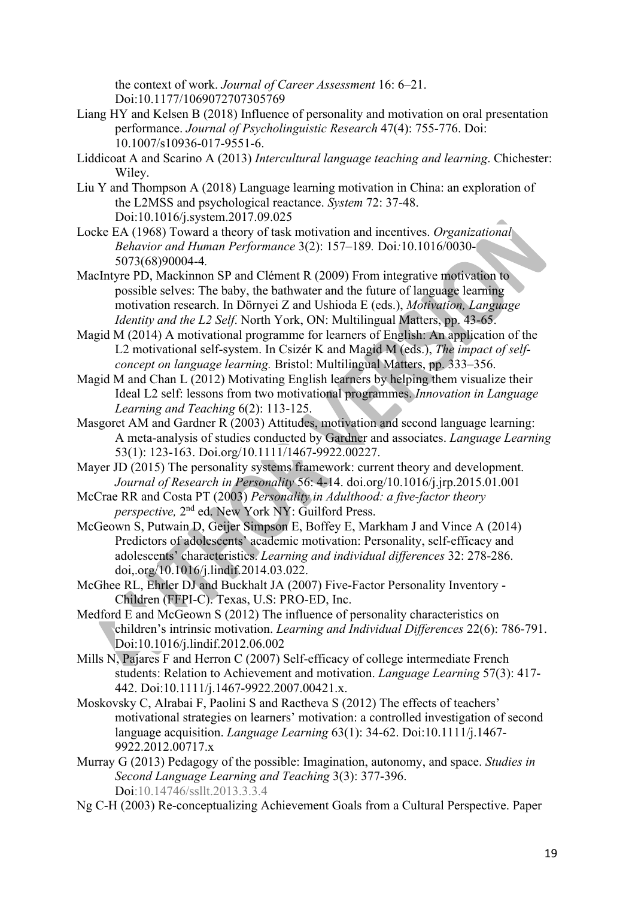the context of work. *Journal of Career Assessment* 16: 6–21. Doi:10.1177/1069072707305769

Liang HY and Kelsen B (2018) Influence of personality and motivation on oral presentation performance. *Journal of Psycholinguistic Research* 47(4): 755-776. Doi: 10.1007/s10936-017-9551-6.

Liddicoat A and Scarino A (2013) *Intercultural language teaching and learning*. Chichester: Wiley.

Liu Y and Thompson A (2018) Language learning motivation in China: an exploration of the L2MSS and psychological reactance. *System* 72: 37-48. Doi:10.1016/j.system.2017.09.025

Locke EA (1968) Toward a theory of task motivation and incentives. *Organizational Behavior and Human Performance* 3(2): 157–189. Doi:10.1016/0030-5073(68)90004-4.

MacIntyre PD, Mackinnon SP and Clément R (2009) From integrative motivation to possible selves: The baby, the bathwater and the future of language learning motivation research. In Dörnyei Z and Ushioda E (eds.), *Motivation, Language Identity and the L2 Self*. North York, ON: Multilingual Matters, pp. 43-65.

Magid M (2014) A motivational programme for learners of English: An application of the L2 motivational self-system. In Csizér K and Magid M (eds.), *The impact of self-concept on language learning.* Bristol: Multilingual Matters, pp. 333–356.

Magid M and Chan L (2012) Motivating English learners by helping them visualize their Ideal L2 self: lessons from two motivational programmes. *Innovation in Language Learning and Teaching* 6(2): 113-125.

Masgoret AM and Gardner R (2003) Attitudes, motivation and second language learning: A meta-analysis of studies conducted by Gardner and associates. *Language Learning* 53(1): 123-163. Doi.org/10.1111/1467-9922.00227.

Mayer JD (2015) The personality systems framework: current theory and development. *Journal of Research in Personality* 56: 4-14. doi.org/10.1016/j.jrp.2015.01.001

McCrae RR and Costa PT (2003) *Personality in Adulthood: a five-factor theory perspective,* 2nd ed. New York NY: Guilford Press.

McGeown S, Putwain D, Geijer Simpson E, Boffey E, Markham J and Vince A (2014) Predictors of adolescents' academic motivation: Personality, self-efficacy and adolescents' characteristics. *Learning and individual differences* 32: 278-286. doi,.org/10.1016/j.lindif.2014.03.022.

McGhee RL, Ehrler DJ and Buckhalt JA (2007) Five-Factor Personality Inventory - Children (FFPI-C). Texas, U.S: PRO-ED, Inc.

Medford E and McGeown S (2012) The influence of personality characteristics on children's intrinsic motivation. *Learning and Individual Differences* 22(6): 786-791. Doi:10.1016/j.lindif.2012.06.002

Mills N, Pajares F and Herron C (2007) Self-efficacy of college intermediate French students: Relation to Achievement and motivation. *Language Learning* 57(3): 417-442. Doi:10.1111/j.1467-9922.2007.00421.x.

Moskovsky C, Alrabai F, Paolini S and Ractheva S (2012) The effects of teachers' motivational strategies on learners' motivation: a controlled investigation of second language acquisition. *Language Learning* 63(1): 34-62. Doi:10.1111/j.1467-9922.2012.00717.x

Murray G (2013) Pedagogy of the possible: Imagination, autonomy, and space. *Studies in Second Language Learning and Teaching* 3(3): 377-396. Doi:10.14746/ssllt.2013.3.3.4

Ng C-H (2003) Re-conceptualizing Achievement Goals from a Cultural Perspective. Paper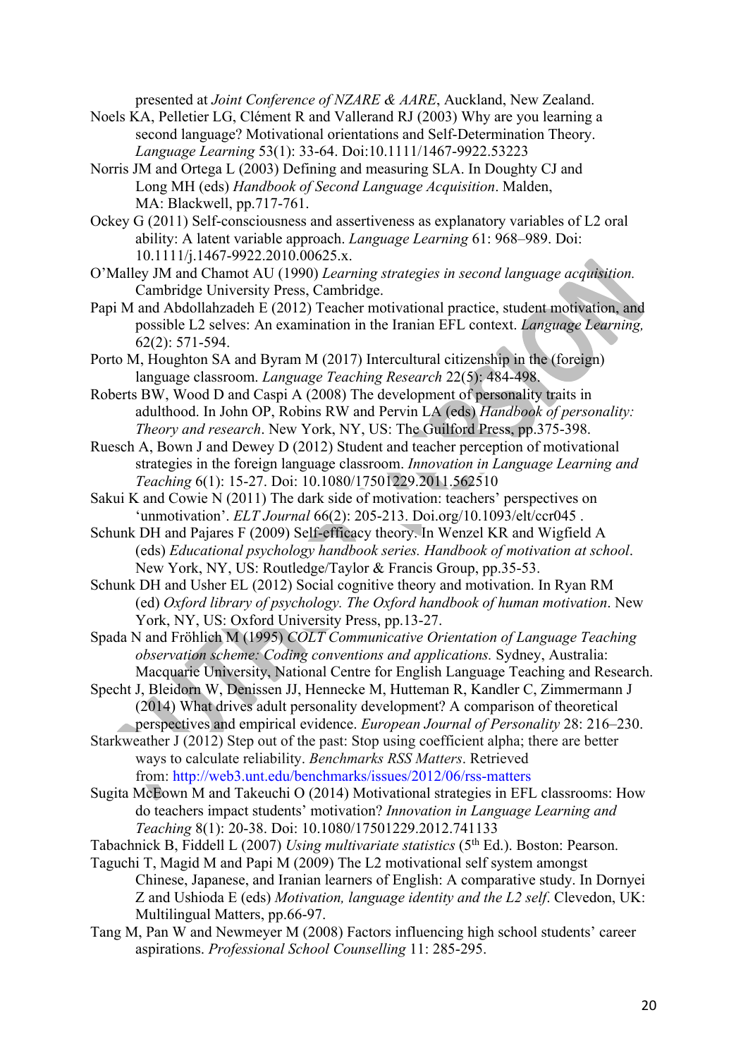presented at *Joint Conference of NZARE & AARE*, Auckland, New Zealand.

Noels KA, Pelletier LG, Clément R and Vallerand RJ (2003) Why are you learning a second language? Motivational orientations and Self-Determination Theory. *Language Learning* 53(1): 33-64. Doi:10.1111/1467-9922.53223

Norris JM and Ortega L (2003) Defining and measuring SLA. In Doughty CJ and Long MH (eds) *Handbook of Second Language Acquisition*. Malden, MA: Blackwell, pp.717-761.

Ockey G (2011) Self-consciousness and assertiveness as explanatory variables of L2 oral ability: A latent variable approach. *Language Learning* 61: 968–989. Doi: 10.1111/j.1467-9922.2010.00625.x.

O'Malley JM and Chamot AU (1990) *Learning strategies in second language acquisition.* Cambridge University Press, Cambridge.

Papi M and Abdollahzadeh E (2012) Teacher motivational practice, student motivation, and possible L2 selves: An examination in the Iranian EFL context. *Language Learning,* 62(2): 571-594.

Porto M, Houghton SA and Byram M (2017) Intercultural citizenship in the (foreign) language classroom. *Language Teaching Research* 22(5): 484-498.

Roberts BW, Wood D and Caspi A (2008) The development of personality traits in adulthood. In John OP, Robins RW and Pervin LA (eds) *Handbook of personality: Theory and research*. New York, NY, US: The Guilford Press, pp.375-398.

Ruesch A, Bown J and Dewey D (2012) Student and teacher perception of motivational strategies in the foreign language classroom. *Innovation in Language Learning and Teaching* 6(1): 15-27. Doi: 10.1080/17501229.2011.562510

Sakui K and Cowie N (2011) The dark side of motivation: teachers' perspectives on 'unmotivation'. *ELT Journal* 66(2): 205-213. Doi.org/10.1093/elt/ccr045 .

Schunk DH and Pajares F (2009) Self-efficacy theory. In Wenzel KR and Wigfield A (eds) *Educational psychology handbook series. Handbook of motivation at school*. New York, NY, US: Routledge/Taylor & Francis Group, pp.35-53.

Schunk DH and Usher EL (2012) Social cognitive theory and motivation. In Ryan RM (ed) *Oxford library of psychology. The Oxford handbook of human motivation*. New York, NY, US: Oxford University Press, pp.13-27.

Spada N and Fröhlich M (1995) *COLT Communicative Orientation of Language Teaching observation scheme: Coding conventions and applications.* Sydney, Australia: Macquarie University, National Centre for English Language Teaching and Research.

Specht J, Bleidorn W, Denissen JJ, Hennecke M, Hutteman R, Kandler C, Zimmermann J (2014) What drives adult personality development? A comparison of theoretical perspectives and empirical evidence. *European Journal of Personality* 28: 216–230.

Starkweather J (2012) Step out of the past: Stop using coefficient alpha; there are better ways to calculate reliability. *Benchmarks RSS Matters*. Retrieved from: http://web3.unt.edu/benchmarks/issues/2012/06/rss-matters

Sugita McEown M and Takeuchi O (2014) Motivational strategies in EFL classrooms: How do teachers impact students' motivation? *Innovation in Language Learning and Teaching* 8(1): 20-38. Doi: 10.1080/17501229.2012.741133

Tabachnick B, Fiddell L (2007) *Using multivariate statistics* (5th Ed.). Boston: Pearson.

Taguchi T, Magid M and Papi M (2009) The L2 motivational self system amongst Chinese, Japanese, and Iranian learners of English: A comparative study. In Dornyei Z and Ushioda E (eds) *Motivation, language identity and the L2 self*. Clevedon, UK: Multilingual Matters, pp.66-97.

Tang M, Pan W and Newmeyer M (2008) Factors influencing high school students' career aspirations. *Professional School Counselling* 11: 285-295.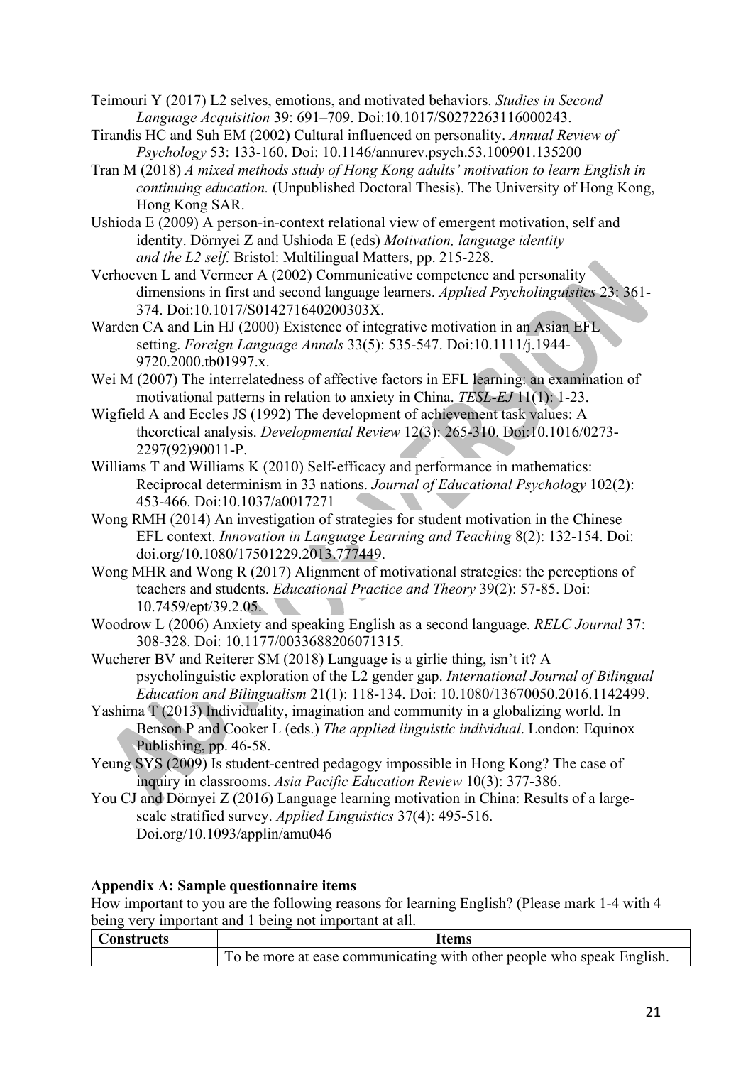Teimouri Y (2017) L2 selves, emotions, and motivated behaviors. *Studies in Second Language Acquisition* 39: 691–709. Doi:10.1017/S0272263116000243.

Tirandis HC and Suh EM (2002) Cultural influenced on personality. *Annual Review of Psychology* 53: 133-160. Doi: 10.1146/annurev.psych.53.100901.135200

Tran M (2018) *A mixed methods study of Hong Kong adults' motivation to learn English in continuing education.* (Unpublished Doctoral Thesis). The University of Hong Kong, Hong Kong SAR.

Ushioda E (2009) A person-in-context relational view of emergent motivation, self and identity. Dörnyei Z and Ushioda E (eds) *Motivation, language identity and the L2 self.* Bristol: Multilingual Matters, pp. 215-228.

Verhoeven L and Vermeer A (2002) Communicative competence and personality dimensions in first and second language learners. *Applied Psycholinguistics* 23: 361-374. Doi:10.1017/S014271640200303X.

Warden CA and Lin HJ (2000) Existence of integrative motivation in an Asian EFL setting. *Foreign Language Annals* 33(5): 535-547. Doi:10.1111/j.1944-9720.2000.tb01997.x.

Wei M (2007) The interrelatedness of affective factors in EFL learning: an examination of motivational patterns in relation to anxiety in China. *TESL-EJ* 11(1): 1-23.

Wigfield A and Eccles JS (1992) The development of achievement task values: A theoretical analysis. *Developmental Review* 12(3): 265-310. Doi:10.1016/0273-2297(92)90011-P.

Williams T and Williams K (2010) Self-efficacy and performance in mathematics: Reciprocal determinism in 33 nations. *Journal of Educational Psychology* 102(2): 453-466. Doi:10.1037/a0017271

Wong RMH (2014) An investigation of strategies for student motivation in the Chinese EFL context. *Innovation in Language Learning and Teaching* 8(2): 132-154. Doi: doi.org/10.1080/17501229.2013.777449.

Wong MHR and Wong R (2017) Alignment of motivational strategies: the perceptions of teachers and students. *Educational Practice and Theory* 39(2): 57-85. Doi: 10.7459/ept/39.2.05.

Woodrow L (2006) Anxiety and speaking English as a second language. *RELC Journal* 37: 308-328. Doi: 10.1177/0033688206071315.

Wucherer BV and Reiterer SM (2018) Language is a girlie thing, isn't it? A psycholinguistic exploration of the L2 gender gap. *International Journal of Bilingual Education and Bilingualism* 21(1): 118-134. Doi: 10.1080/13670050.2016.1142499.

Yashima T (2013) Individuality, imagination and community in a globalizing world. In Benson P and Cooker L (eds.) *The applied linguistic individual*. London: Equinox Publishing, pp. 46-58.

Yeung SYS (2009) Is student-centred pedagogy impossible in Hong Kong? The case of inquiry in classrooms. *Asia Pacific Education Review* 10(3): 377-386.

You CJ and Dörnyei Z (2016) Language learning motivation in China: Results of a large-scale stratified survey. *Applied Linguistics* 37(4): 495-516. Doi.org/10.1093/applin/amu046

**Appendix A: Sample questionnaire items**

How important to you are the following reasons for learning English? (Please mark 1-4 with 4 being very important and 1 being not important at all.

| Constructs | Items |
|---|---|
| | To be more at ease communicating with other people who speak English. |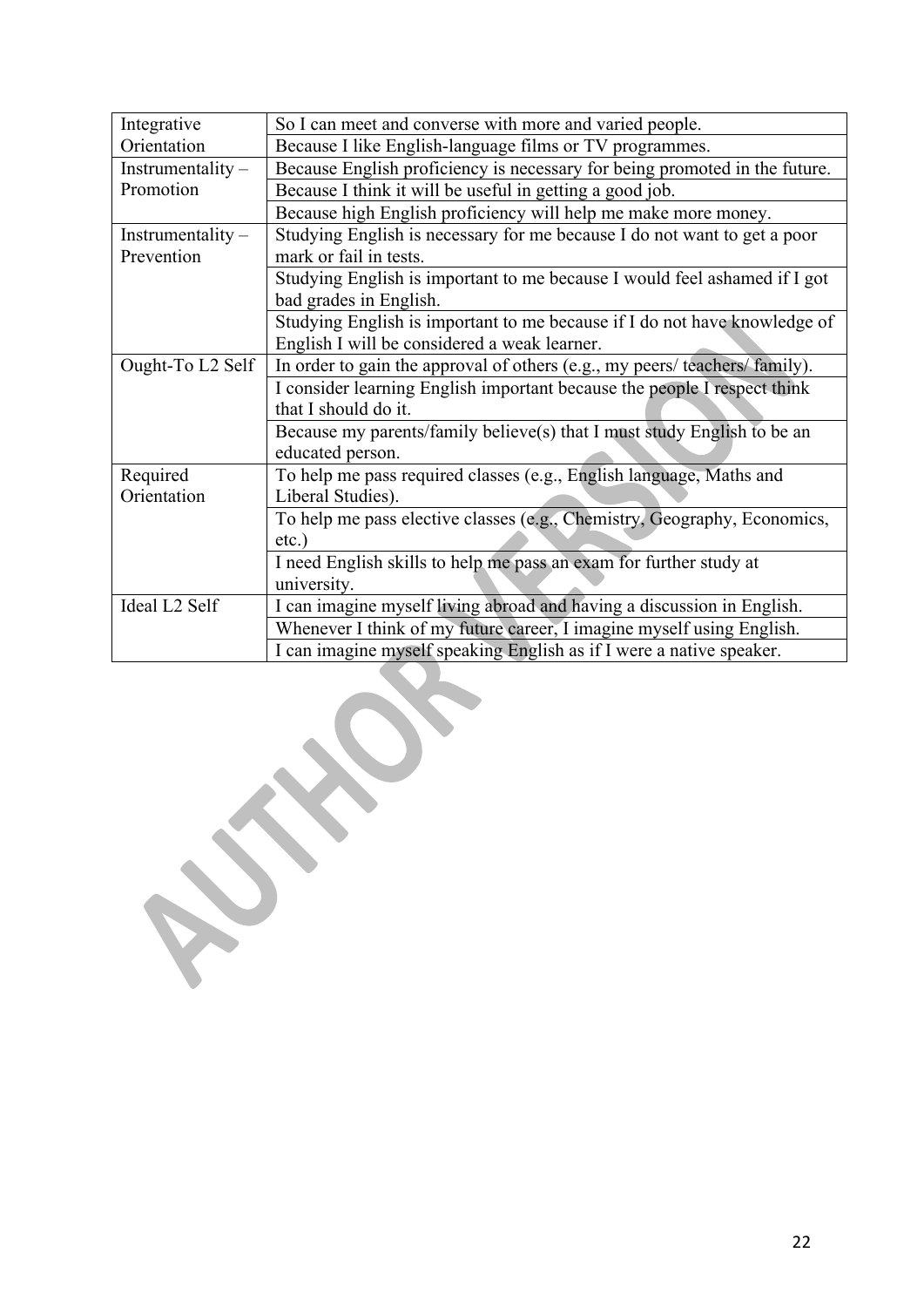| | |
|---|---|
| Integrative Orientation | So I can meet and converse with more and varied people. |
| | Because I like English-language films or TV programmes. |
| Instrumentality – Promotion | Because English proficiency is necessary for being promoted in the future. |
| | Because I think it will be useful in getting a good job. |
| | Because high English proficiency will help me make more money. |
| Instrumentality – Prevention | Studying English is necessary for me because I do not want to get a poor mark or fail in tests. |
| | Studying English is important to me because I would feel ashamed if I got bad grades in English. |
| | Studying English is important to me because if I do not have knowledge of English I will be considered a weak learner. |
| Ought-To L2 Self | In order to gain the approval of others (e.g., my peers/ teachers/ family). |
| | I consider learning English important because the people I respect think that I should do it. |
| | Because my parents/family believe(s) that I must study English to be an educated person. |
| Required Orientation | To help me pass required classes (e.g., English language, Maths and Liberal Studies). |
| | To help me pass elective classes (e.g., Chemistry, Geography, Economics, etc.) |
| | I need English skills to help me pass an exam for further study at university. |
| Ideal L2 Self | I can imagine myself living abroad and having a discussion in English. |
| | Whenever I think of my future career, I imagine myself using English. |
| | I can imagine myself speaking English as if I were a native speaker. |